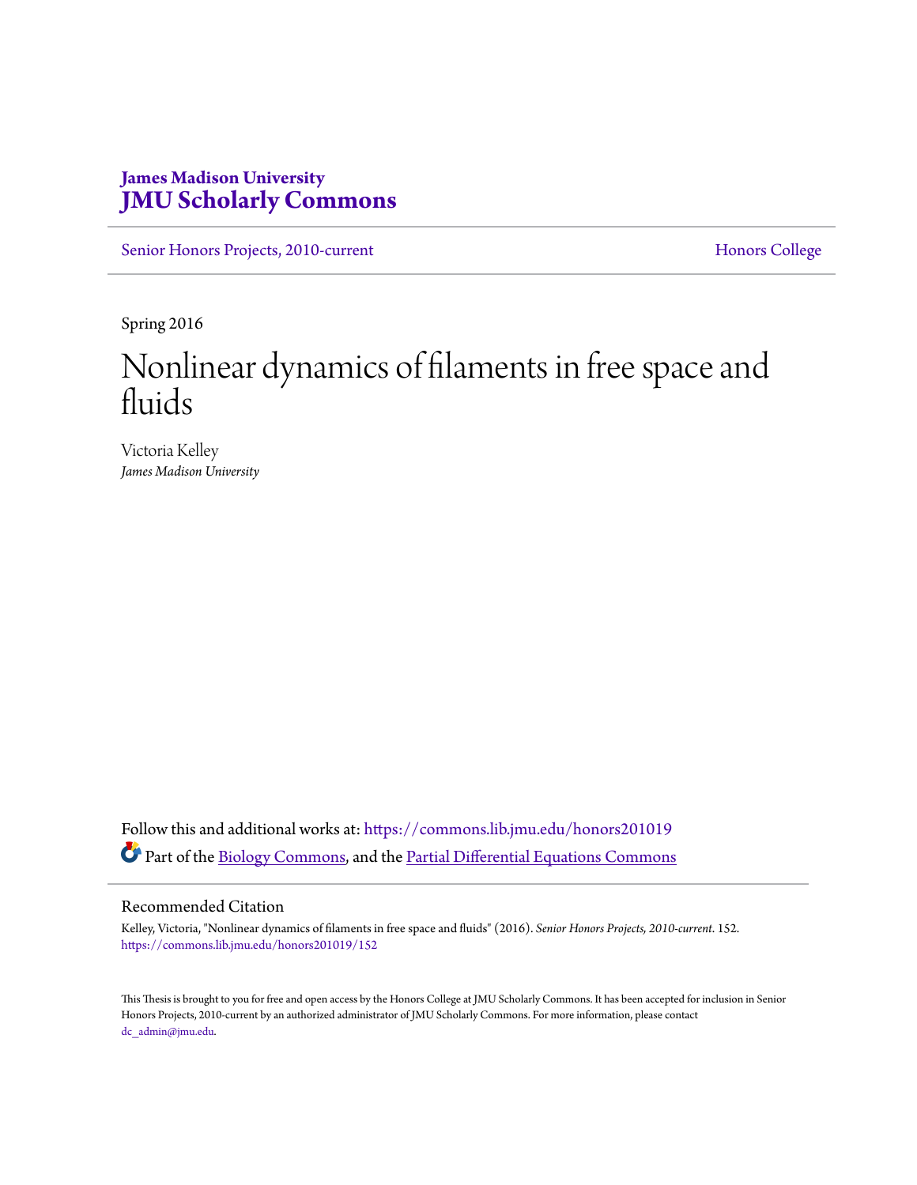James Madison University
**JMU Scholarly Commons**

Senior Honors Projects, 2010-current | Honors College

Spring 2016

# Nonlinear dynamics of filaments in free space and fluids

Victoria Kelley
*James Madison University*

Follow this and additional works at: https://commons.lib.jmu.edu/honors201019

Part of the Biology Commons, and the Partial Differential Equations Commons

## Recommended Citation

Kelley, Victoria, "Nonlinear dynamics of filaments in free space and fluids" (2016). *Senior Honors Projects, 2010-current*. 152.
https://commons.lib.jmu.edu/honors201019/152

This Thesis is brought to you for free and open access by the Honors College at JMU Scholarly Commons. It has been accepted for inclusion in Senior Honors Projects, 2010-current by an authorized administrator of JMU Scholarly Commons. For more information, please contact dc_admin@jmu.edu.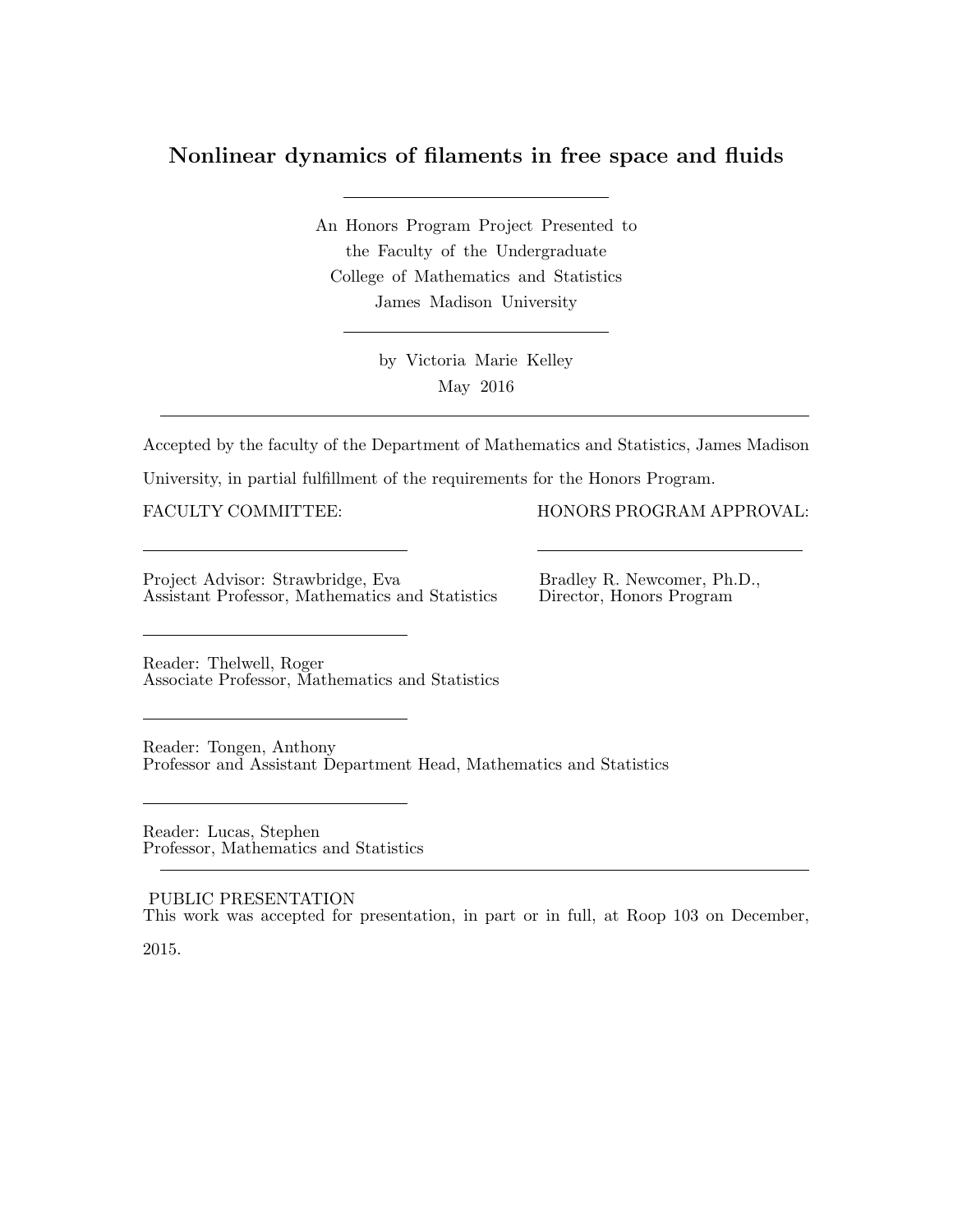# Nonlinear dynamics of filaments in free space and fluids

---

An Honors Program Project Presented to
the Faculty of the Undergraduate
College of Mathematics and Statistics
James Madison University

---

by Victoria Marie Kelley
May 2016

---

Accepted by the faculty of the Department of Mathematics and Statistics, James Madison University, in partial fulfillment of the requirements for the Honors Program.

FACULTY COMMITTEE:

\_\_\_\_\_\_\_\_\_\_\_\_\_\_\_\_\_\_\_\_\_\_\_\_\_\_\_\_\_\_

Project Advisor: Strawbridge, Eva
Assistant Professor, Mathematics and Statistics

\_\_\_\_\_\_\_\_\_\_\_\_\_\_\_\_\_\_\_\_\_\_\_\_\_\_\_\_\_\_

Reader: Thelwell, Roger
Associate Professor, Mathematics and Statistics

\_\_\_\_\_\_\_\_\_\_\_\_\_\_\_\_\_\_\_\_\_\_\_\_\_\_\_\_\_\_

Reader: Tongen, Anthony
Professor and Assistant Department Head, Mathematics and Statistics

\_\_\_\_\_\_\_\_\_\_\_\_\_\_\_\_\_\_\_\_\_\_\_\_\_\_\_\_\_\_

Reader: Lucas, Stephen
Professor, Mathematics and Statistics

HONORS PROGRAM APPROVAL:

\_\_\_\_\_\_\_\_\_\_\_\_\_\_\_\_\_\_\_\_\_\_\_\_\_\_\_\_\_\_

Bradley R. Newcomer, Ph.D.,
Director, Honors Program

---

PUBLIC PRESENTATION
This work was accepted for presentation, in part or in full, at Roop 103 on December, 2015.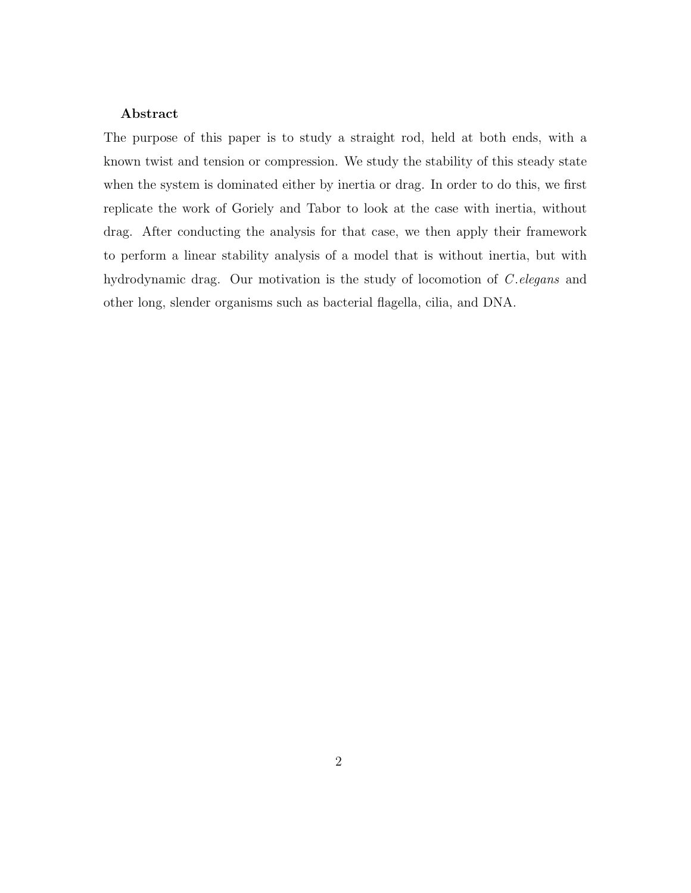**Abstract**

The purpose of this paper is to study a straight rod, held at both ends, with a known twist and tension or compression. We study the stability of this steady state when the system is dominated either by inertia or drag. In order to do this, we first replicate the work of Goriely and Tabor to look at the case with inertia, without drag. After conducting the analysis for that case, we then apply their framework to perform a linear stability analysis of a model that is without inertia, but with hydrodynamic drag. Our motivation is the study of locomotion of *C.elegans* and other long, slender organisms such as bacterial flagella, cilia, and DNA.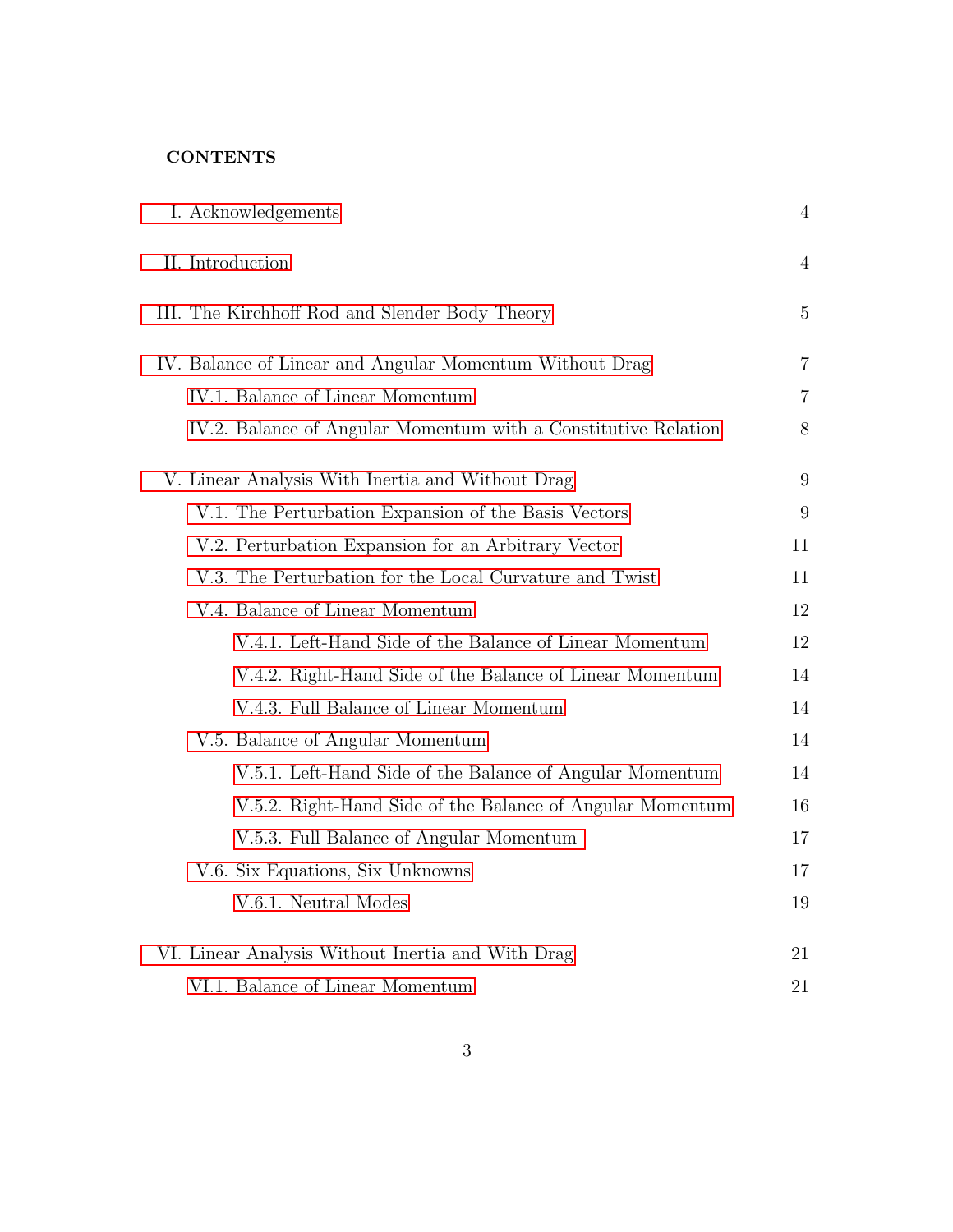**CONTENTS**

| | |
|---|---|
| I. Acknowledgements | 4 |
| II. Introduction | 4 |
| III. The Kirchhoff Rod and Slender Body Theory | 5 |
| IV. Balance of Linear and Angular Momentum Without Drag | 7 |
| IV.1. Balance of Linear Momentum | 7 |
| IV.2. Balance of Angular Momentum with a Constitutive Relation | 8 |
| V. Linear Analysis With Inertia and Without Drag | 9 |
| V.1. The Perturbation Expansion of the Basis Vectors | 9 |
| V.2. Perturbation Expansion for an Arbitrary Vector | 11 |
| V.3. The Perturbation for the Local Curvature and Twist | 11 |
| V.4. Balance of Linear Momentum | 12 |
| V.4.1. Left-Hand Side of the Balance of Linear Momentum | 12 |
| V.4.2. Right-Hand Side of the Balance of Linear Momentum | 14 |
| V.4.3. Full Balance of Linear Momentum | 14 |
| V.5. Balance of Angular Momentum | 14 |
| V.5.1. Left-Hand Side of the Balance of Angular Momentum | 14 |
| V.5.2. Right-Hand Side of the Balance of Angular Momentum | 16 |
| V.5.3. Full Balance of Angular Momentum | 17 |
| V.6. Six Equations, Six Unknowns | 17 |
| V.6.1. Neutral Modes | 19 |
| VI. Linear Analysis Without Inertia and With Drag | 21 |
| VI.1. Balance of Linear Momentum | 21 |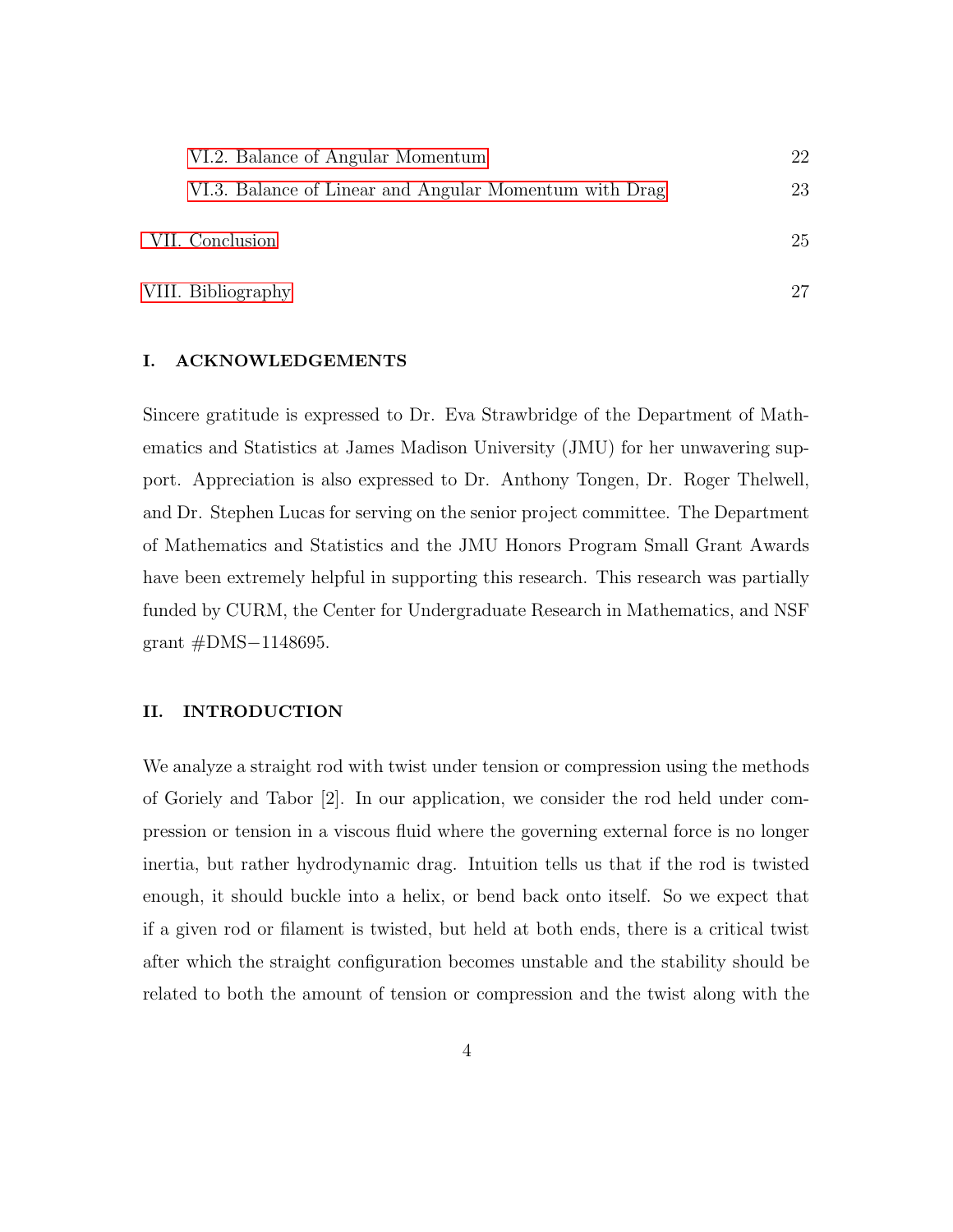VI.2. Balance of Angular Momentum 22

VI.3. Balance of Linear and Angular Momentum with Drag 23

VII. Conclusion 25

VIII. Bibliography 27

## I. ACKNOWLEDGEMENTS

Sincere gratitude is expressed to Dr. Eva Strawbridge of the Department of Mathematics and Statistics at James Madison University (JMU) for her unwavering support. Appreciation is also expressed to Dr. Anthony Tongen, Dr. Roger Thelwell, and Dr. Stephen Lucas for serving on the senior project committee. The Department of Mathematics and Statistics and the JMU Honors Program Small Grant Awards have been extremely helpful in supporting this research. This research was partially funded by CURM, the Center for Undergraduate Research in Mathematics, and NSF grant #DMS−1148695.

## II. INTRODUCTION

We analyze a straight rod with twist under tension or compression using the methods of Goriely and Tabor [2]. In our application, we consider the rod held under compression or tension in a viscous fluid where the governing external force is no longer inertia, but rather hydrodynamic drag. Intuition tells us that if the rod is twisted enough, it should buckle into a helix, or bend back onto itself. So we expect that if a given rod or filament is twisted, but held at both ends, there is a critical twist after which the straight configuration becomes unstable and the stability should be related to both the amount of tension or compression and the twist along with the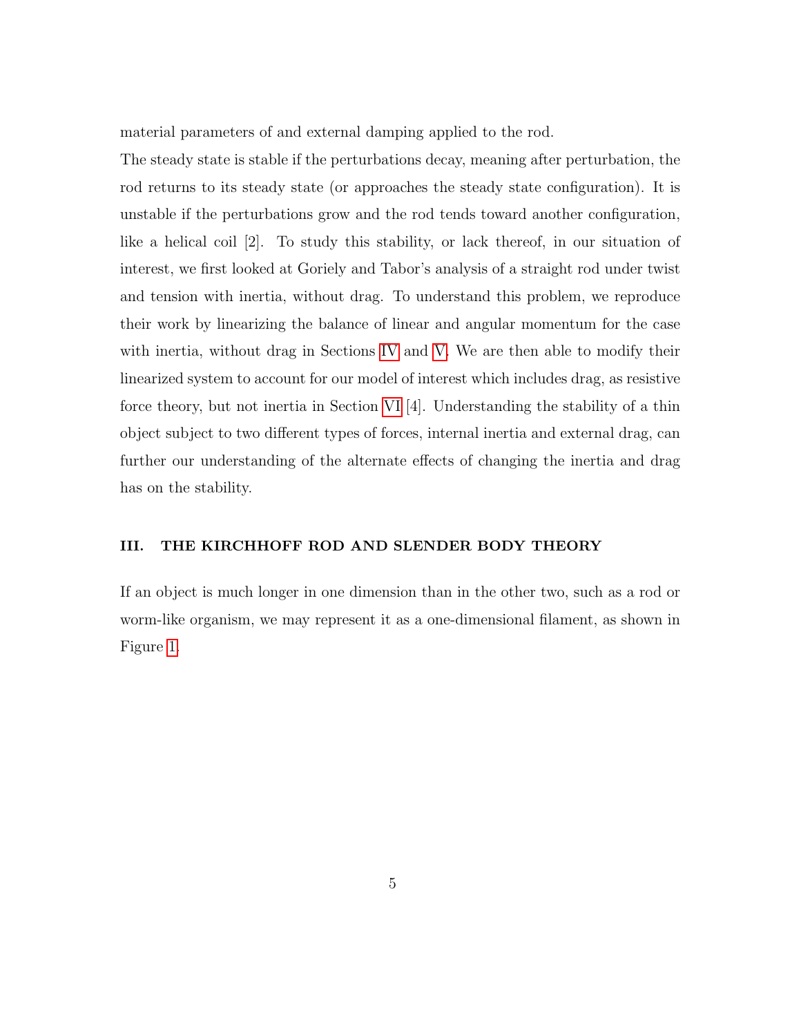material parameters of and external damping applied to the rod.

The steady state is stable if the perturbations decay, meaning after perturbation, the rod returns to its steady state (or approaches the steady state configuration). It is unstable if the perturbations grow and the rod tends toward another configuration, like a helical coil [2]. To study this stability, or lack thereof, in our situation of interest, we first looked at Goriely and Tabor's analysis of a straight rod under twist and tension with inertia, without drag. To understand this problem, we reproduce their work by linearizing the balance of linear and angular momentum for the case with inertia, without drag in Sections IV and V. We are then able to modify their linearized system to account for our model of interest which includes drag, as resistive force theory, but not inertia in Section VI [4]. Understanding the stability of a thin object subject to two different types of forces, internal inertia and external drag, can further our understanding of the alternate effects of changing the inertia and drag has on the stability.

## III. THE KIRCHHOFF ROD AND SLENDER BODY THEORY

If an object is much longer in one dimension than in the other two, such as a rod or worm-like organism, we may represent it as a one-dimensional filament, as shown in Figure 1.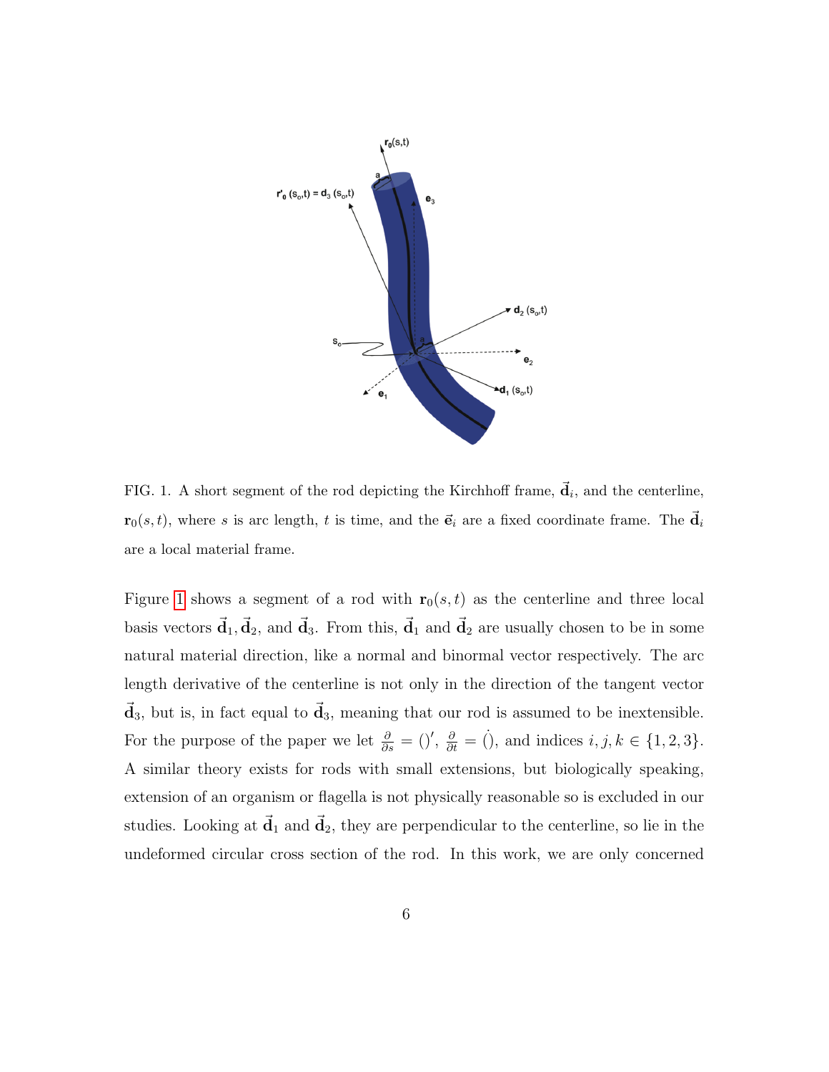FIG. 1. A short segment of the rod depicting the Kirchhoff frame, $\vec{\mathbf{d}}_i$, and the centerline, $\mathbf{r}_0(s,t)$, where $s$ is arc length, $t$ is time, and the $\vec{\mathbf{e}}_i$ are a fixed coordinate frame. The $\vec{\mathbf{d}}_i$ are a local material frame.

Figure 1 shows a segment of a rod with $\mathbf{r}_0(s,t)$ as the centerline and three local basis vectors $\vec{\mathbf{d}}_1, \vec{\mathbf{d}}_2$, and $\vec{\mathbf{d}}_3$. From this, $\vec{\mathbf{d}}_1$ and $\vec{\mathbf{d}}_2$ are usually chosen to be in some natural material direction, like a normal and binormal vector respectively. The arc length derivative of the centerline is not only in the direction of the tangent vector $\vec{\mathbf{d}}_3$, but is, in fact equal to $\vec{\mathbf{d}}_3$, meaning that our rod is assumed to be inextensible. For the purpose of the paper we let $\frac{\partial}{\partial s} = ()'$, $\frac{\partial}{\partial t} = \dot{()}$, and indices $i, j, k \in \{1, 2, 3\}$. A similar theory exists for rods with small extensions, but biologically speaking, extension of an organism or flagella is not physically reasonable so is excluded in our studies. Looking at $\vec{\mathbf{d}}_1$ and $\vec{\mathbf{d}}_2$, they are perpendicular to the centerline, so lie in the undeformed circular cross section of the rod. In this work, we are only concerned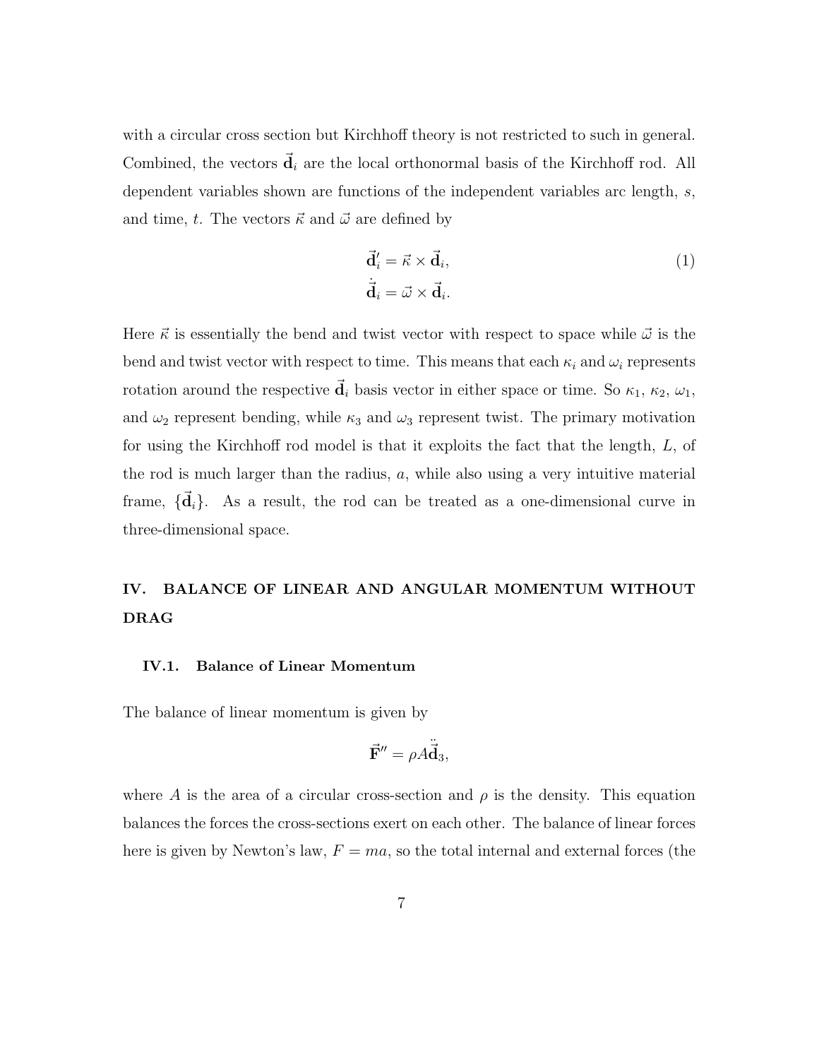with a circular cross section but Kirchhoff theory is not restricted to such in general. Combined, the vectors $\vec{\mathbf{d}}_i$ are the local orthonormal basis of the Kirchhoff rod. All dependent variables shown are functions of the independent variables arc length, $s$, and time, $t$. The vectors $\vec{\kappa}$ and $\vec{\omega}$ are defined by

$$
\begin{aligned}
\vec{\mathbf{d}}_i' &= \vec{\kappa} \times \vec{\mathbf{d}}_i, \\
\dot{\vec{\mathbf{d}}}_i &= \vec{\omega} \times \vec{\mathbf{d}}_i.
\end{aligned}
\tag{1}
$$

Here $\vec{\kappa}$ is essentially the bend and twist vector with respect to space while $\vec{\omega}$ is the bend and twist vector with respect to time. This means that each $\kappa_i$ and $\omega_i$ represents rotation around the respective $\vec{\mathbf{d}}_i$ basis vector in either space or time. So $\kappa_1$, $\kappa_2$, $\omega_1$, and $\omega_2$ represent bending, while $\kappa_3$ and $\omega_3$ represent twist. The primary motivation for using the Kirchhoff rod model is that it exploits the fact that the length, $L$, of the rod is much larger than the radius, $a$, while also using a very intuitive material frame, $\{\vec{\mathbf{d}}_i\}$. As a result, the rod can be treated as a one-dimensional curve in three-dimensional space.

## IV. BALANCE OF LINEAR AND ANGULAR MOMENTUM WITHOUT DRAG

### IV.1. Balance of Linear Momentum

The balance of linear momentum is given by

$$
\vec{\mathbf{F}}'' = \rho A \ddot{\vec{\mathbf{d}}}_3,
$$

where $A$ is the area of a circular cross-section and $\rho$ is the density. This equation balances the forces the cross-sections exert on each other. The balance of linear forces here is given by Newton's law, $F = ma$, so the total internal and external forces (the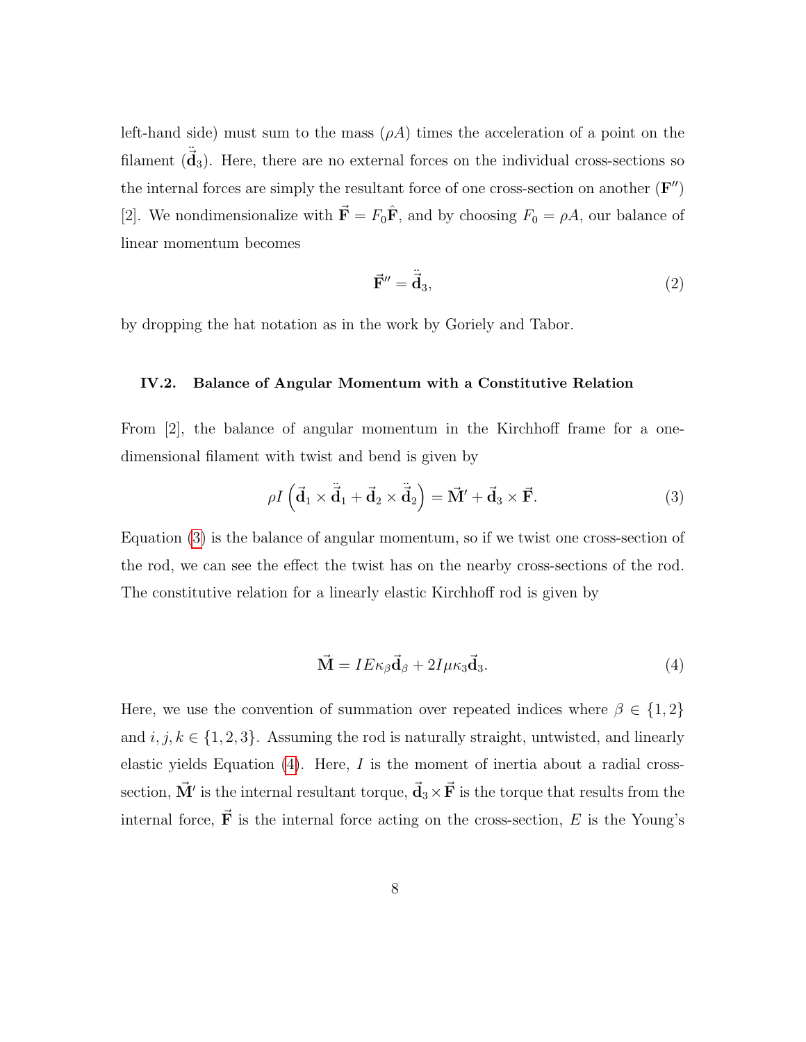left-hand side) must sum to the mass ($\rho A$) times the acceleration of a point on the filament ($\ddot{\vec{\mathbf{d}}}_3$). Here, there are no external forces on the individual cross-sections so the internal forces are simply the resultant force of one cross-section on another ($\mathbf{F}''$) [2]. We nondimensionalize with $\vec{\mathbf{F}} = F_0\hat{\mathbf{F}}$, and by choosing $F_0 = \rho A$, our balance of linear momentum becomes

$$\vec{\mathbf{F}}'' = \ddot{\vec{\mathbf{d}}}_3, \tag{2}$$

by dropping the hat notation as in the work by Goriely and Tabor.

### IV.2. Balance of Angular Momentum with a Constitutive Relation

From [2], the balance of angular momentum in the Kirchhoff frame for a one-dimensional filament with twist and bend is given by

$$\rho I \left(\vec{\mathbf{d}}_1 \times \ddot{\vec{\mathbf{d}}}_1 + \vec{\mathbf{d}}_2 \times \ddot{\vec{\mathbf{d}}}_2\right) = \vec{\mathbf{M}}' + \vec{\mathbf{d}}_3 \times \vec{\mathbf{F}}. \tag{3}$$

Equation (3) is the balance of angular momentum, so if we twist one cross-section of the rod, we can see the effect the twist has on the nearby cross-sections of the rod. The constitutive relation for a linearly elastic Kirchhoff rod is given by

$$\vec{\mathbf{M}} = IE\kappa_\beta \vec{\mathbf{d}}_\beta + 2I\mu\kappa_3\vec{\mathbf{d}}_3. \tag{4}$$

Here, we use the convention of summation over repeated indices where $\beta \in \{1, 2\}$ and $i, j, k \in \{1, 2, 3\}$. Assuming the rod is naturally straight, untwisted, and linearly elastic yields Equation (4). Here, $I$ is the moment of inertia about a radial cross-section, $\vec{\mathbf{M}}'$ is the internal resultant torque, $\vec{\mathbf{d}}_3 \times \vec{\mathbf{F}}$ is the torque that results from the internal force, $\vec{\mathbf{F}}$ is the internal force acting on the cross-section, $E$ is the Young's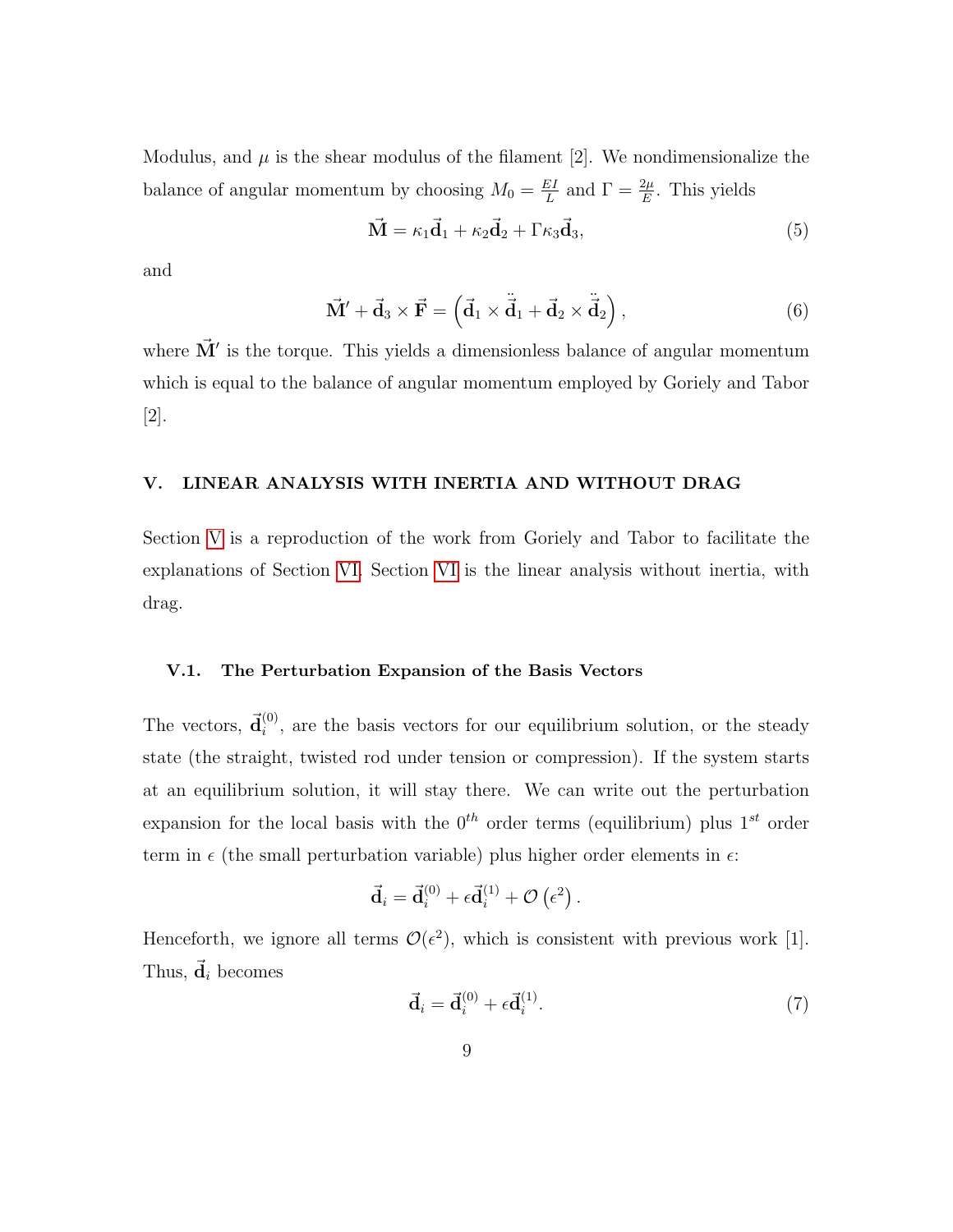Modulus, and $\mu$ is the shear modulus of the filament [2]. We nondimensionalize the balance of angular momentum by choosing $M_0 = \frac{EI}{L}$ and $\Gamma = \frac{2\mu}{E}$. This yields

$$\vec{\mathbf{M}} = \kappa_1 \vec{\mathbf{d}}_1 + \kappa_2 \vec{\mathbf{d}}_2 + \Gamma \kappa_3 \vec{\mathbf{d}}_3, \tag{5}$$

and

$$\vec{\mathbf{M}}' + \vec{\mathbf{d}}_3 \times \vec{\mathbf{F}} = \left( \vec{\mathbf{d}}_1 \times \ddot{\vec{\mathbf{d}}}_1 + \vec{\mathbf{d}}_2 \times \ddot{\vec{\mathbf{d}}}_2 \right), \tag{6}$$

where $\vec{\mathbf{M}}'$ is the torque. This yields a dimensionless balance of angular momentum which is equal to the balance of angular momentum employed by Goriely and Tabor [2].

## V. LINEAR ANALYSIS WITH INERTIA AND WITHOUT DRAG

Section V is a reproduction of the work from Goriely and Tabor to facilitate the explanations of Section VI. Section VI is the linear analysis without inertia, with drag.

### V.1. The Perturbation Expansion of the Basis Vectors

The vectors, $\vec{\mathbf{d}}_i^{(0)}$, are the basis vectors for our equilibrium solution, or the steady state (the straight, twisted rod under tension or compression). If the system starts at an equilibrium solution, it will stay there. We can write out the perturbation expansion for the local basis with the $0^{th}$ order terms (equilibrium) plus $1^{st}$ order term in $\epsilon$ (the small perturbation variable) plus higher order elements in $\epsilon$:

$$\vec{\mathbf{d}}_i = \vec{\mathbf{d}}_i^{(0)} + \epsilon \vec{\mathbf{d}}_i^{(1)} + \mathcal{O}\left(\epsilon^2\right).$$

Henceforth, we ignore all terms $\mathcal{O}(\epsilon^2)$, which is consistent with previous work [1]. Thus, $\vec{\mathbf{d}}_i$ becomes

$$\vec{\mathbf{d}}_i = \vec{\mathbf{d}}_i^{(0)} + \epsilon \vec{\mathbf{d}}_i^{(1)}. \tag{7}$$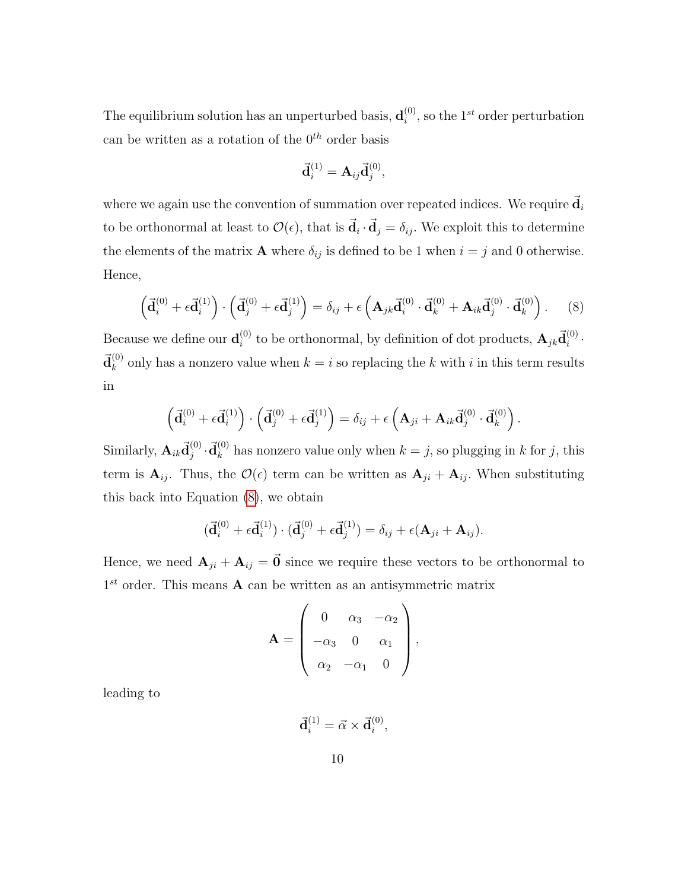The equilibrium solution has an unperturbed basis, $\mathbf{d}_i^{(0)}$, so the $1^{st}$ order perturbation can be written as a rotation of the $0^{th}$ order basis

$$\vec{\mathbf{d}}_i^{(1)} = \mathbf{A}_{ij}\vec{\mathbf{d}}_j^{(0)},$$

where we again use the convention of summation over repeated indices. We require $\vec{\mathbf{d}}_i$ to be orthonormal at least to $\mathcal{O}(\epsilon)$, that is $\vec{\mathbf{d}}_i \cdot \vec{\mathbf{d}}_j = \delta_{ij}$. We exploit this to determine the elements of the matrix $\mathbf{A}$ where $\delta_{ij}$ is defined to be 1 when $i = j$ and 0 otherwise. Hence,

$$\left(\vec{\mathbf{d}}_i^{(0)} + \epsilon\vec{\mathbf{d}}_i^{(1)}\right) \cdot \left(\vec{\mathbf{d}}_j^{(0)} + \epsilon\vec{\mathbf{d}}_j^{(1)}\right) = \delta_{ij} + \epsilon\left(\mathbf{A}_{jk}\vec{\mathbf{d}}_i^{(0)} \cdot \vec{\mathbf{d}}_k^{(0)} + \mathbf{A}_{ik}\vec{\mathbf{d}}_j^{(0)} \cdot \vec{\mathbf{d}}_k^{(0)}\right). \tag{8}$$

Because we define our $\mathbf{d}_i^{(0)}$ to be orthonormal, by definition of dot products, $\mathbf{A}_{jk}\vec{\mathbf{d}}_i^{(0)} \cdot \vec{\mathbf{d}}_k^{(0)}$ only has a nonzero value when $k = i$ so replacing the $k$ with $i$ in this term results in

$$\left(\vec{\mathbf{d}}_i^{(0)} + \epsilon\vec{\mathbf{d}}_i^{(1)}\right) \cdot \left(\vec{\mathbf{d}}_j^{(0)} + \epsilon\vec{\mathbf{d}}_j^{(1)}\right) = \delta_{ij} + \epsilon\left(\mathbf{A}_{ji} + \mathbf{A}_{ik}\vec{\mathbf{d}}_j^{(0)} \cdot \vec{\mathbf{d}}_k^{(0)}\right).$$

Similarly, $\mathbf{A}_{ik}\vec{\mathbf{d}}_j^{(0)} \cdot \vec{\mathbf{d}}_k^{(0)}$ has nonzero value only when $k = j$, so plugging in $k$ for $j$, this term is $\mathbf{A}_{ij}$. Thus, the $\mathcal{O}(\epsilon)$ term can be written as $\mathbf{A}_{ji} + \mathbf{A}_{ij}$. When substituting this back into Equation (8), we obtain

$$(\vec{\mathbf{d}}_i^{(0)} + \epsilon\vec{\mathbf{d}}_i^{(1)}) \cdot (\vec{\mathbf{d}}_j^{(0)} + \epsilon\vec{\mathbf{d}}_j^{(1)}) = \delta_{ij} + \epsilon(\mathbf{A}_{ji} + \mathbf{A}_{ij}).$$

Hence, we need $\mathbf{A}_{ji} + \mathbf{A}_{ij} = \vec{\mathbf{0}}$ since we require these vectors to be orthonormal to $1^{st}$ order. This means $\mathbf{A}$ can be written as an antisymmetric matrix

$$\mathbf{A} = \begin{pmatrix} 0 & \alpha_3 & -\alpha_2 \\ -\alpha_3 & 0 & \alpha_1 \\ \alpha_2 & -\alpha_1 & 0 \end{pmatrix},$$

leading to

$$\vec{\mathbf{d}}_i^{(1)} = \vec{\alpha} \times \vec{\mathbf{d}}_i^{(0)},$$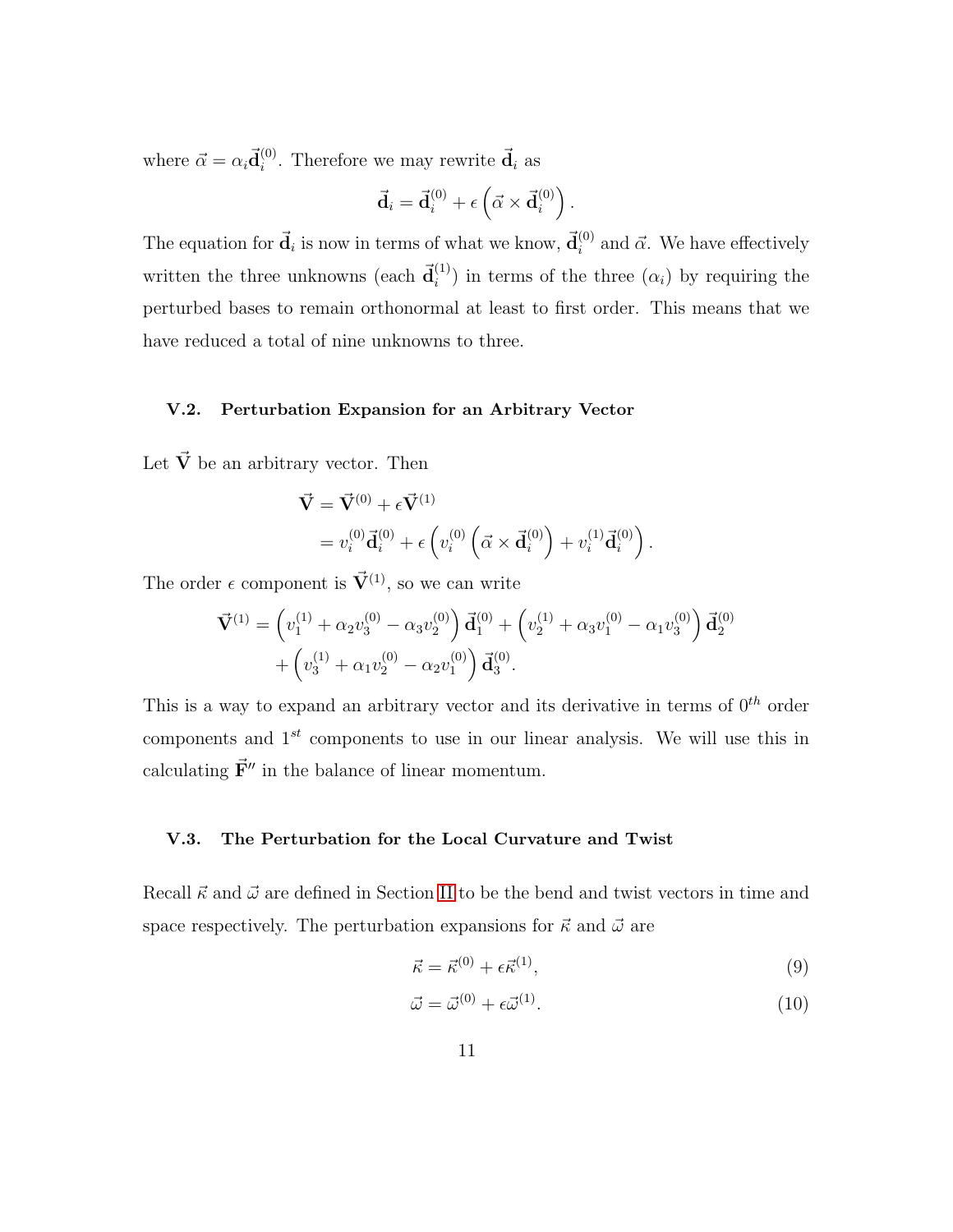where $\vec{\alpha} = \alpha_i \vec{\mathbf{d}}_i^{(0)}$. Therefore we may rewrite $\vec{\mathbf{d}}_i$ as

$$\vec{\mathbf{d}}_i = \vec{\mathbf{d}}_i^{(0)} + \epsilon \left( \vec{\alpha} \times \vec{\mathbf{d}}_i^{(0)} \right).$$

The equation for $\vec{\mathbf{d}}_i$ is now in terms of what we know, $\vec{\mathbf{d}}_i^{(0)}$ and $\vec{\alpha}$. We have effectively written the three unknowns (each $\vec{\mathbf{d}}_i^{(1)}$) in terms of the three ($\alpha_i$) by requiring the perturbed bases to remain orthonormal at least to first order. This means that we have reduced a total of nine unknowns to three.

### V.2. Perturbation Expansion for an Arbitrary Vector

Let $\vec{\mathbf{V}}$ be an arbitrary vector. Then

$$\begin{aligned}
\vec{\mathbf{V}} &= \vec{\mathbf{V}}^{(0)} + \epsilon \vec{\mathbf{V}}^{(1)} \\
&= v_i^{(0)} \vec{\mathbf{d}}_i^{(0)} + \epsilon \left( v_i^{(0)} \left( \vec{\alpha} \times \vec{\mathbf{d}}_i^{(0)} \right) + v_i^{(1)} \vec{\mathbf{d}}_i^{(0)} \right).
\end{aligned}$$

The order $\epsilon$ component is $\vec{\mathbf{V}}^{(1)}$, so we can write

$$\begin{aligned}
\vec{\mathbf{V}}^{(1)} = &\left( v_1^{(1)} + \alpha_2 v_3^{(0)} - \alpha_3 v_2^{(0)} \right) \vec{\mathbf{d}}_1^{(0)} + \left( v_2^{(1)} + \alpha_3 v_1^{(0)} - \alpha_1 v_3^{(0)} \right) \vec{\mathbf{d}}_2^{(0)} \\
&+ \left( v_3^{(1)} + \alpha_1 v_2^{(0)} - \alpha_2 v_1^{(0)} \right) \vec{\mathbf{d}}_3^{(0)}.
\end{aligned}$$

This is a way to expand an arbitrary vector and its derivative in terms of $0^{th}$ order components and $1^{st}$ components to use in our linear analysis. We will use this in calculating $\vec{\mathbf{F}}''$ in the balance of linear momentum.

### V.3. The Perturbation for the Local Curvature and Twist

Recall $\vec{\kappa}$ and $\vec{\omega}$ are defined in Section II to be the bend and twist vectors in time and space respectively. The perturbation expansions for $\vec{\kappa}$ and $\vec{\omega}$ are

$$\vec{\kappa} = \vec{\kappa}^{(0)} + \epsilon \vec{\kappa}^{(1)}, \tag{9}$$

$$\vec{\omega} = \vec{\omega}^{(0)} + \epsilon \vec{\omega}^{(1)}. \tag{10}$$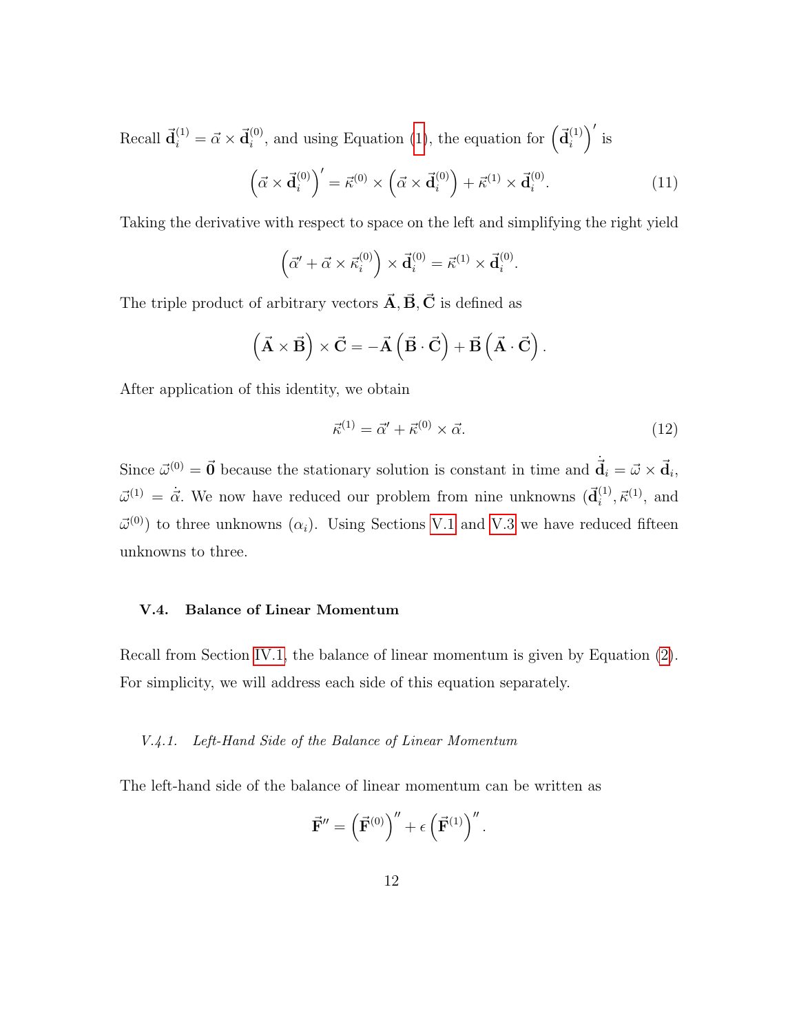Recall $\vec{\mathbf{d}}_i^{(1)} = \vec{\alpha} \times \vec{\mathbf{d}}_i^{(0)}$, and using Equation (1), the equation for $\left(\vec{\mathbf{d}}_i^{(1)}\right)'$ is

$$\left(\vec{\alpha} \times \vec{\mathbf{d}}_i^{(0)}\right)' = \vec{\kappa}^{(0)} \times \left(\vec{\alpha} \times \vec{\mathbf{d}}_i^{(0)}\right) + \vec{\kappa}^{(1)} \times \vec{\mathbf{d}}_i^{(0)}. \tag{11}$$

Taking the derivative with respect to space on the left and simplifying the right yield

$$\left(\vec{\alpha}' + \vec{\alpha} \times \vec{\kappa}_i^{(0)}\right) \times \vec{\mathbf{d}}_i^{(0)} = \vec{\kappa}^{(1)} \times \vec{\mathbf{d}}_i^{(0)}.$$

The triple product of arbitrary vectors $\vec{\mathbf{A}}, \vec{\mathbf{B}}, \vec{\mathbf{C}}$ is defined as

$$\left(\vec{\mathbf{A}} \times \vec{\mathbf{B}}\right) \times \vec{\mathbf{C}} = -\vec{\mathbf{A}}\left(\vec{\mathbf{B}} \cdot \vec{\mathbf{C}}\right) + \vec{\mathbf{B}}\left(\vec{\mathbf{A}} \cdot \vec{\mathbf{C}}\right).$$

After application of this identity, we obtain

$$\vec{\kappa}^{(1)} = \vec{\alpha}' + \vec{\kappa}^{(0)} \times \vec{\alpha}. \tag{12}$$

Since $\vec{\omega}^{(0)} = \vec{\mathbf{0}}$ because the stationary solution is constant in time and $\dot{\vec{\mathbf{d}}}_i = \vec{\omega} \times \vec{\mathbf{d}}_i$, $\vec{\omega}^{(1)} = \dot{\vec{\alpha}}$. We now have reduced our problem from nine unknowns ($\vec{\mathbf{d}}_i^{(1)}, \vec{\kappa}^{(1)}$, and $\vec{\omega}^{(0)}$) to three unknowns ($\alpha_i$). Using Sections V.1 and V.3 we have reduced fifteen unknowns to three.

### V.4. Balance of Linear Momentum

Recall from Section IV.1, the balance of linear momentum is given by Equation (2). For simplicity, we will address each side of this equation separately.

#### *V.4.1. Left-Hand Side of the Balance of Linear Momentum*

The left-hand side of the balance of linear momentum can be written as

$$\vec{\mathbf{F}}'' = \left(\vec{\mathbf{F}}^{(0)}\right)'' + \epsilon\left(\vec{\mathbf{F}}^{(1)}\right)''.$$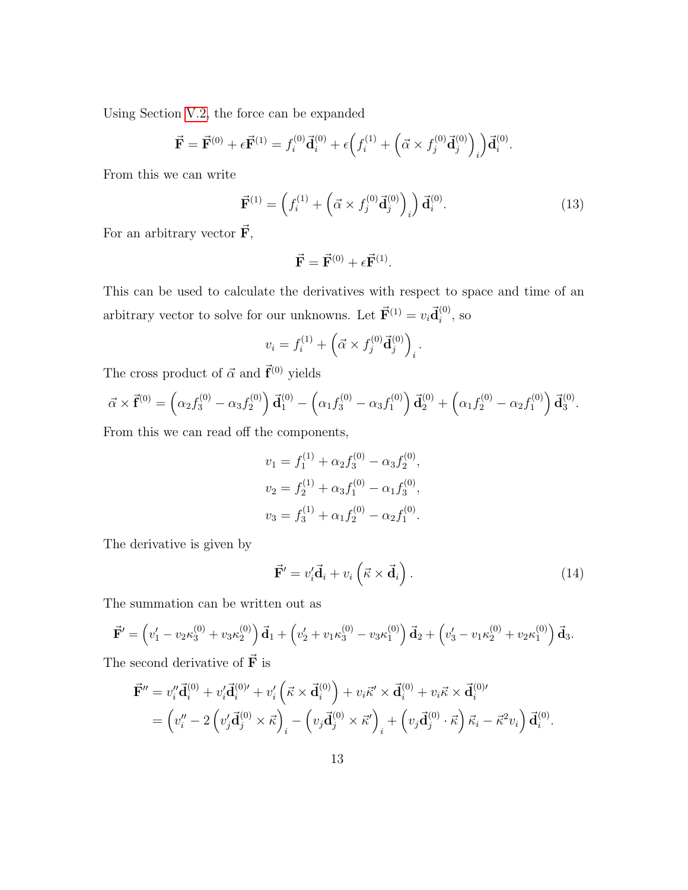Using Section V.2, the force can be expanded

$$\vec{\mathbf{F}} = \vec{\mathbf{F}}^{(0)} + \epsilon\vec{\mathbf{F}}^{(1)} = f_i^{(0)}\vec{\mathbf{d}}_i^{(0)} + \epsilon\Big(f_i^{(1)} + \Big(\vec{\alpha} \times f_j^{(0)}\vec{\mathbf{d}}_j^{(0)}\Big)_i\Big)\vec{\mathbf{d}}_i^{(0)}.$$

From this we can write

$$\vec{\mathbf{F}}^{(1)} = \left(f_i^{(1)} + \left(\vec{\alpha} \times f_j^{(0)}\vec{\mathbf{d}}_j^{(0)}\right)_i\right)\vec{\mathbf{d}}_i^{(0)}. \tag{13}$$

For an arbitrary vector $\vec{\mathbf{F}}$,

$$\vec{\mathbf{F}} = \vec{\mathbf{F}}^{(0)} + \epsilon\vec{\mathbf{F}}^{(1)}.$$

This can be used to calculate the derivatives with respect to space and time of an arbitrary vector to solve for our unknowns. Let $\vec{\mathbf{F}}^{(1)} = v_i\vec{\mathbf{d}}_i^{(0)}$, so

$$v_i = f_i^{(1)} + \left(\vec{\alpha} \times f_j^{(0)}\vec{\mathbf{d}}_j^{(0)}\right)_i.$$

The cross product of $\vec{\alpha}$ and $\vec{\mathbf{f}}^{(0)}$ yields

$$\vec{\alpha} \times \vec{\mathbf{f}}^{(0)} = \left(\alpha_2 f_3^{(0)} - \alpha_3 f_2^{(0)}\right)\vec{\mathbf{d}}_1^{(0)} - \left(\alpha_1 f_3^{(0)} - \alpha_3 f_1^{(0)}\right)\vec{\mathbf{d}}_2^{(0)} + \left(\alpha_1 f_2^{(0)} - \alpha_2 f_1^{(0)}\right)\vec{\mathbf{d}}_3^{(0)}.$$

From this we can read off the components,

$$\begin{aligned}
v_1 &= f_1^{(1)} + \alpha_2 f_3^{(0)} - \alpha_3 f_2^{(0)}, \\
v_2 &= f_2^{(1)} + \alpha_3 f_1^{(0)} - \alpha_1 f_3^{(0)}, \\
v_3 &= f_3^{(1)} + \alpha_1 f_2^{(0)} - \alpha_2 f_1^{(0)}.
\end{aligned}$$

The derivative is given by

$$\vec{\mathbf{F}}' = v_i'\vec{\mathbf{d}}_i + v_i\left(\vec{\kappa} \times \vec{\mathbf{d}}_i\right). \tag{14}$$

The summation can be written out as

$$\vec{\mathbf{F}}' = \left(v_1' - v_2\kappa_3^{(0)} + v_3\kappa_2^{(0)}\right)\vec{\mathbf{d}}_1 + \left(v_2' + v_1\kappa_3^{(0)} - v_3\kappa_1^{(0)}\right)\vec{\mathbf{d}}_2 + \left(v_3' - v_1\kappa_2^{(0)} + v_2\kappa_1^{(0)}\right)\vec{\mathbf{d}}_3.$$

The second derivative of $\vec{\mathbf{F}}$ is

$$\begin{aligned}
\vec{\mathbf{F}}'' &= v_i''\vec{\mathbf{d}}_i^{(0)} + v_i'\vec{\mathbf{d}}_i^{(0)\prime} + v_i'\left(\vec{\kappa} \times \vec{\mathbf{d}}_i^{(0)}\right) + v_i\vec{\kappa}' \times \vec{\mathbf{d}}_i^{(0)} + v_i\vec{\kappa} \times \vec{\mathbf{d}}_i^{(0)\prime} \\
&= \left(v_i'' - 2\left(v_j'\vec{\mathbf{d}}_j^{(0)} \times \vec{\kappa}\right)_i - \left(v_j\vec{\mathbf{d}}_j^{(0)} \times \vec{\kappa}'\right)_i + \left(v_j\vec{\mathbf{d}}_j^{(0)} \cdot \vec{\kappa}\right)\vec{\kappa}_i - \vec{\kappa}^2 v_i\right)\vec{\mathbf{d}}_i^{(0)}.
\end{aligned}$$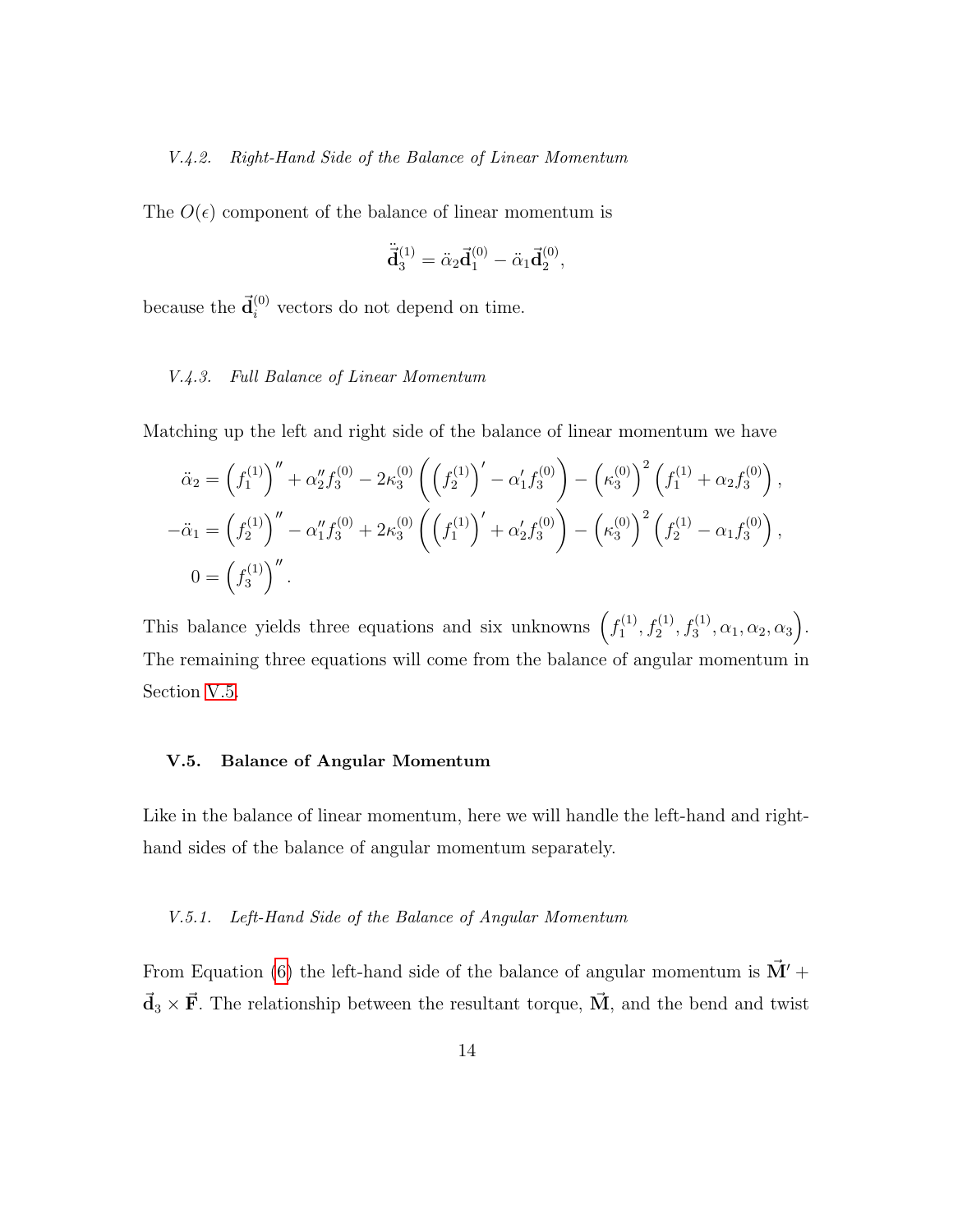#### V.4.2. Right-Hand Side of the Balance of Linear Momentum

The $O(\epsilon)$ component of the balance of linear momentum is

$$\ddot{\vec{\mathbf{d}}}_3^{(1)} = \ddot{\alpha}_2 \vec{\mathbf{d}}_1^{(0)} - \ddot{\alpha}_1 \vec{\mathbf{d}}_2^{(0)},$$

because the $\vec{\mathbf{d}}_i^{(0)}$ vectors do not depend on time.

#### V.4.3. Full Balance of Linear Momentum

Matching up the left and right side of the balance of linear momentum we have

$$\begin{aligned}
\ddot{\alpha}_2 &= \left(f_1^{(1)}\right)'' + \alpha_2'' f_3^{(0)} - 2\kappa_3^{(0)} \left(\left(f_2^{(1)}\right)' - \alpha_1' f_3^{(0)}\right) - \left(\kappa_3^{(0)}\right)^2 \left(f_1^{(1)} + \alpha_2 f_3^{(0)}\right), \\
-\ddot{\alpha}_1 &= \left(f_2^{(1)}\right)'' - \alpha_1'' f_3^{(0)} + 2\kappa_3^{(0)} \left(\left(f_1^{(1)}\right)' + \alpha_2' f_3^{(0)}\right) - \left(\kappa_3^{(0)}\right)^2 \left(f_2^{(1)} - \alpha_1 f_3^{(0)}\right), \\
0 &= \left(f_3^{(1)}\right)''.
\end{aligned}$$

This balance yields three equations and six unknowns $\left(f_1^{(1)}, f_2^{(1)}, f_3^{(1)}, \alpha_1, \alpha_2, \alpha_3\right)$. The remaining three equations will come from the balance of angular momentum in Section V.5.

### V.5. Balance of Angular Momentum

Like in the balance of linear momentum, here we will handle the left-hand and right-hand sides of the balance of angular momentum separately.

#### V.5.1. Left-Hand Side of the Balance of Angular Momentum

From Equation (6) the left-hand side of the balance of angular momentum is $\vec{\mathbf{M}}' + \vec{\mathbf{d}}_3 \times \vec{\mathbf{F}}$. The relationship between the resultant torque, $\vec{\mathbf{M}}$, and the bend and twist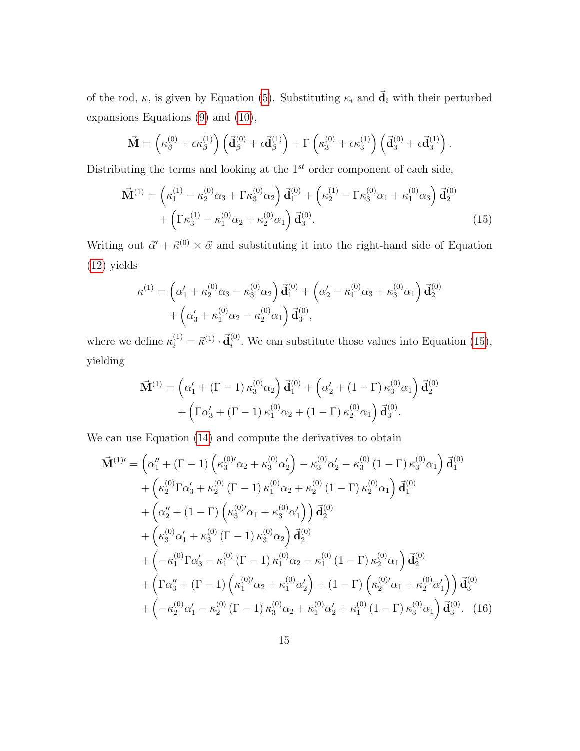of the rod, $\kappa$, is given by Equation (5). Substituting $\kappa_i$ and $\vec{\mathbf{d}}_i$ with their perturbed expansions Equations (9) and (10),

$$\vec{\mathbf{M}} = \left(\kappa_\beta^{(0)} + \epsilon\kappa_\beta^{(1)}\right)\left(\vec{\mathbf{d}}_\beta^{(0)} + \epsilon\vec{\mathbf{d}}_\beta^{(1)}\right) + \Gamma\left(\kappa_3^{(0)} + \epsilon\kappa_3^{(1)}\right)\left(\vec{\mathbf{d}}_3^{(0)} + \epsilon\vec{\mathbf{d}}_3^{(1)}\right).$$

Distributing the terms and looking at the $1^{st}$ order component of each side,

$$\begin{aligned}\vec{\mathbf{M}}^{(1)} = &\left(\kappa_1^{(1)} - \kappa_2^{(0)}\alpha_3 + \Gamma\kappa_3^{(0)}\alpha_2\right)\vec{\mathbf{d}}_1^{(0)} + \left(\kappa_2^{(1)} - \Gamma\kappa_3^{(0)}\alpha_1 + \kappa_1^{(0)}\alpha_3\right)\vec{\mathbf{d}}_2^{(0)} \\ &+ \left(\Gamma\kappa_3^{(1)} - \kappa_1^{(0)}\alpha_2 + \kappa_2^{(0)}\alpha_1\right)\vec{\mathbf{d}}_3^{(0)}. \end{aligned} \tag{15}$$

Writing out $\vec{\alpha}' + \vec{\kappa}^{(0)} \times \vec{\alpha}$ and substituting it into the right-hand side of Equation (12) yields

$$\begin{aligned}\kappa^{(1)} = &\left(\alpha_1' + \kappa_2^{(0)}\alpha_3 - \kappa_3^{(0)}\alpha_2\right)\vec{\mathbf{d}}_1^{(0)} + \left(\alpha_2' - \kappa_1^{(0)}\alpha_3 + \kappa_3^{(0)}\alpha_1\right)\vec{\mathbf{d}}_2^{(0)} \\ &+ \left(\alpha_3' + \kappa_1^{(0)}\alpha_2 - \kappa_2^{(0)}\alpha_1\right)\vec{\mathbf{d}}_3^{(0)},\end{aligned}$$

where we define $\kappa_i^{(1)} = \vec{\kappa}^{(1)} \cdot \vec{\mathbf{d}}_i^{(0)}$. We can substitute those values into Equation (15), yielding

$$\begin{aligned}\vec{\mathbf{M}}^{(1)} = &\left(\alpha_1' + (\Gamma - 1)\kappa_3^{(0)}\alpha_2\right)\vec{\mathbf{d}}_1^{(0)} + \left(\alpha_2' + (1 - \Gamma)\kappa_3^{(0)}\alpha_1\right)\vec{\mathbf{d}}_2^{(0)} \\ &+ \left(\Gamma\alpha_3' + (\Gamma - 1)\kappa_1^{(0)}\alpha_2 + (1 - \Gamma)\kappa_2^{(0)}\alpha_1\right)\vec{\mathbf{d}}_3^{(0)}.\end{aligned}$$

We can use Equation (14) and compute the derivatives to obtain

$$\begin{aligned}\vec{\mathbf{M}}^{(1)\prime} = &\left(\alpha_1'' + (\Gamma - 1)\left(\kappa_3^{(0)\prime}\alpha_2 + \kappa_3^{(0)}\alpha_2'\right) - \kappa_3^{(0)}\alpha_2' - \kappa_3^{(0)}(1 - \Gamma)\kappa_3^{(0)}\alpha_1\right)\vec{\mathbf{d}}_1^{(0)} \\ &+ \left(\kappa_2^{(0)}\Gamma\alpha_3' + \kappa_2^{(0)}(\Gamma - 1)\kappa_1^{(0)}\alpha_2 + \kappa_2^{(0)}(1 - \Gamma)\kappa_2^{(0)}\alpha_1\right)\vec{\mathbf{d}}_1^{(0)} \\ &+ \left(\alpha_2'' + (1 - \Gamma)\left(\kappa_3^{(0)\prime}\alpha_1 + \kappa_3^{(0)}\alpha_1'\right)\right)\vec{\mathbf{d}}_2^{(0)} \\ &+ \left(\kappa_3^{(0)}\alpha_1' + \kappa_3^{(0)}(\Gamma - 1)\kappa_3^{(0)}\alpha_2\right)\vec{\mathbf{d}}_2^{(0)} \\ &+ \left(-\kappa_1^{(0)}\Gamma\alpha_3' - \kappa_1^{(0)}(\Gamma - 1)\kappa_1^{(0)}\alpha_2 - \kappa_1^{(0)}(1 - \Gamma)\kappa_2^{(0)}\alpha_1\right)\vec{\mathbf{d}}_2^{(0)} \\ &+ \left(\Gamma\alpha_3'' + (\Gamma - 1)\left(\kappa_1^{(0)\prime}\alpha_2 + \kappa_1^{(0)}\alpha_2'\right) + (1 - \Gamma)\left(\kappa_2^{(0)\prime}\alpha_1 + \kappa_2^{(0)}\alpha_1'\right)\right)\vec{\mathbf{d}}_3^{(0)} \\ &+ \left(-\kappa_2^{(0)}\alpha_1' - \kappa_2^{(0)}(\Gamma - 1)\kappa_3^{(0)}\alpha_2 + \kappa_1^{(0)}\alpha_2' + \kappa_1^{(0)}(1 - \Gamma)\kappa_3^{(0)}\alpha_1\right)\vec{\mathbf{d}}_3^{(0)}.\end{aligned} \tag{16}$$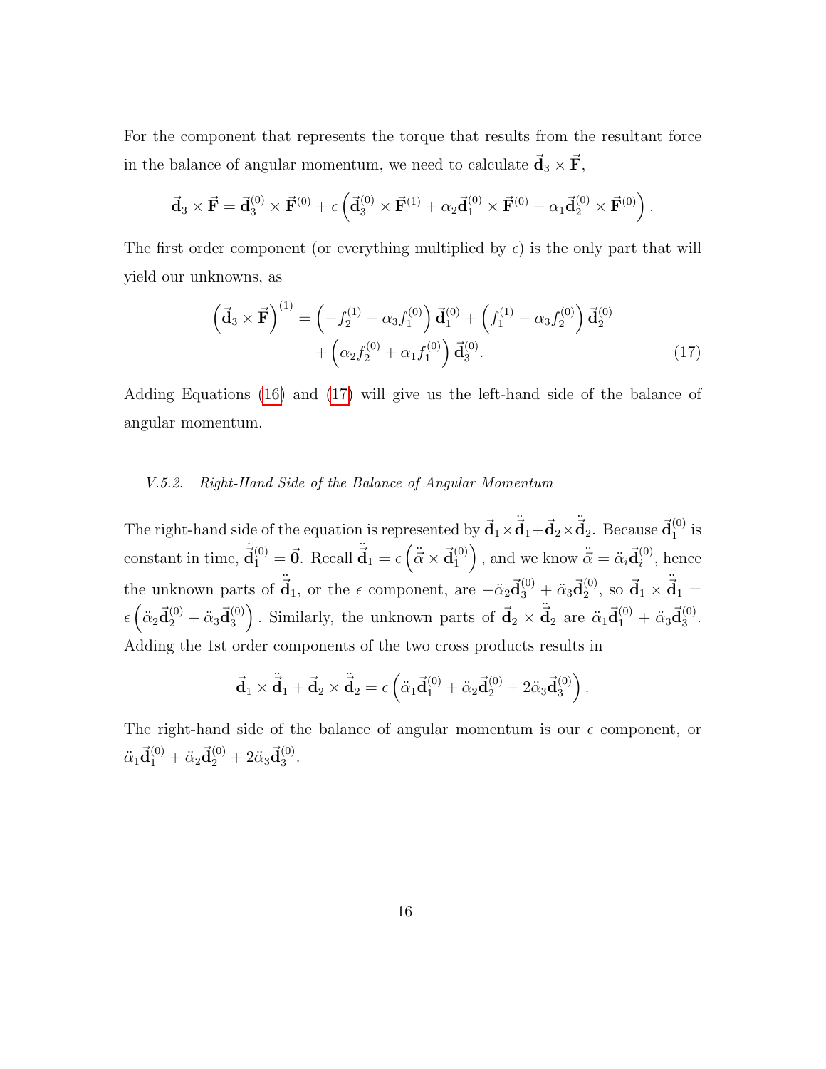For the component that represents the torque that results from the resultant force in the balance of angular momentum, we need to calculate $\vec{\mathbf{d}}_3 \times \vec{\mathbf{F}}$,

$$\vec{\mathbf{d}}_3 \times \vec{\mathbf{F}} = \vec{\mathbf{d}}_3^{(0)} \times \vec{\mathbf{F}}^{(0)} + \epsilon \left( \vec{\mathbf{d}}_3^{(0)} \times \vec{\mathbf{F}}^{(1)} + \alpha_2 \vec{\mathbf{d}}_1^{(0)} \times \vec{\mathbf{F}}^{(0)} - \alpha_1 \vec{\mathbf{d}}_2^{(0)} \times \vec{\mathbf{F}}^{(0)} \right).$$

The first order component (or everything multiplied by $\epsilon$) is the only part that will yield our unknowns, as

$$\begin{aligned} \left( \vec{\mathbf{d}}_3 \times \vec{\mathbf{F}} \right)^{(1)} = &\left( -f_2^{(1)} - \alpha_3 f_1^{(0)} \right) \vec{\mathbf{d}}_1^{(0)} + \left( f_1^{(1)} - \alpha_3 f_2^{(0)} \right) \vec{\mathbf{d}}_2^{(0)} \\ &+ \left( \alpha_2 f_2^{(0)} + \alpha_1 f_1^{(0)} \right) \vec{\mathbf{d}}_3^{(0)}. \end{aligned} \tag{17}$$

Adding Equations (16) and (17) will give us the left-hand side of the balance of angular momentum.

### *V.5.2. Right-Hand Side of the Balance of Angular Momentum*

The right-hand side of the equation is represented by $\vec{\mathbf{d}}_1 \times \ddot{\vec{\mathbf{d}}}_1 + \vec{\mathbf{d}}_2 \times \ddot{\vec{\mathbf{d}}}_2$. Because $\vec{\mathbf{d}}_1^{(0)}$ is constant in time, $\dot{\vec{\mathbf{d}}}_1^{(0)} = \vec{\mathbf{0}}$. Recall $\ddot{\vec{\mathbf{d}}}_1 = \epsilon \left( \ddot{\vec{\alpha}} \times \vec{\mathbf{d}}_1^{(0)} \right)$, and we know $\ddot{\vec{\alpha}} = \ddot{\alpha}_i \vec{\mathbf{d}}_i^{(0)}$, hence the unknown parts of $\ddot{\vec{\mathbf{d}}}_1$, or the $\epsilon$ component, are $-\ddot{\alpha}_2 \vec{\mathbf{d}}_3^{(0)} + \ddot{\alpha}_3 \vec{\mathbf{d}}_2^{(0)}$, so $\vec{\mathbf{d}}_1 \times \ddot{\vec{\mathbf{d}}}_1 = \epsilon \left( \ddot{\alpha}_2 \vec{\mathbf{d}}_2^{(0)} + \ddot{\alpha}_3 \vec{\mathbf{d}}_3^{(0)} \right)$. Similarly, the unknown parts of $\vec{\mathbf{d}}_2 \times \ddot{\vec{\mathbf{d}}}_2$ are $\ddot{\alpha}_1 \vec{\mathbf{d}}_1^{(0)} + \ddot{\alpha}_3 \vec{\mathbf{d}}_3^{(0)}$. Adding the 1st order components of the two cross products results in

$$\vec{\mathbf{d}}_1 \times \ddot{\vec{\mathbf{d}}}_1 + \vec{\mathbf{d}}_2 \times \ddot{\vec{\mathbf{d}}}_2 = \epsilon \left( \ddot{\alpha}_1 \vec{\mathbf{d}}_1^{(0)} + \ddot{\alpha}_2 \vec{\mathbf{d}}_2^{(0)} + 2\ddot{\alpha}_3 \vec{\mathbf{d}}_3^{(0)} \right).$$

The right-hand side of the balance of angular momentum is our $\epsilon$ component, or $\ddot{\alpha}_1 \vec{\mathbf{d}}_1^{(0)} + \ddot{\alpha}_2 \vec{\mathbf{d}}_2^{(0)} + 2\ddot{\alpha}_3 \vec{\mathbf{d}}_3^{(0)}$.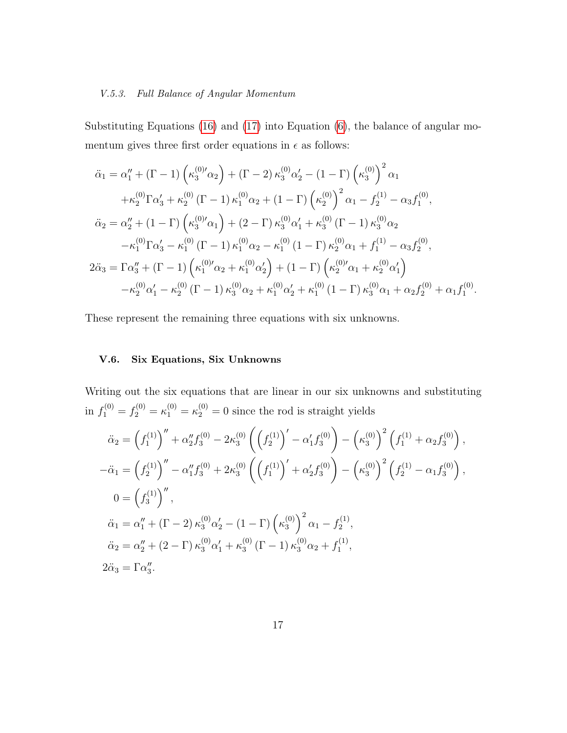#### V.5.3. Full Balance of Angular Momentum

Substituting Equations (16) and (17) into Equation (6), the balance of angular momentum gives three first order equations in $\epsilon$ as follows:

$$
\begin{aligned}
\ddot{\alpha}_1 &= \alpha_1'' + (\Gamma - 1)\left(\kappa_3^{(0)\prime}\alpha_2\right) + (\Gamma - 2)\,\kappa_3^{(0)}\alpha_2' - (1 - \Gamma)\left(\kappa_3^{(0)}\right)^2\alpha_1 \\
&\quad + \kappa_2^{(0)}\Gamma\alpha_3' + \kappa_2^{(0)}\,(\Gamma - 1)\,\kappa_1^{(0)}\alpha_2 + (1 - \Gamma)\left(\kappa_2^{(0)}\right)^2\alpha_1 - f_2^{(1)} - \alpha_3 f_1^{(0)}, \\
\ddot{\alpha}_2 &= \alpha_2'' + (1 - \Gamma)\left(\kappa_3^{(0)\prime}\alpha_1\right) + (2 - \Gamma)\,\kappa_3^{(0)}\alpha_1' + \kappa_3^{(0)}\,(\Gamma - 1)\,\kappa_3^{(0)}\alpha_2 \\
&\quad - \kappa_1^{(0)}\Gamma\alpha_3' - \kappa_1^{(0)}\,(\Gamma - 1)\,\kappa_1^{(0)}\alpha_2 - \kappa_1^{(0)}\,(1 - \Gamma)\,\kappa_2^{(0)}\alpha_1 + f_1^{(1)} - \alpha_3 f_2^{(0)}, \\
2\ddot{\alpha}_3 &= \Gamma\alpha_3'' + (\Gamma - 1)\left(\kappa_1^{(0)\prime}\alpha_2 + \kappa_1^{(0)}\alpha_2'\right) + (1 - \Gamma)\left(\kappa_2^{(0)\prime}\alpha_1 + \kappa_2^{(0)}\alpha_1'\right) \\
&\quad - \kappa_2^{(0)}\alpha_1' - \kappa_2^{(0)}\,(\Gamma - 1)\,\kappa_3^{(0)}\alpha_2 + \kappa_1^{(0)}\alpha_2' + \kappa_1^{(0)}\,(1 - \Gamma)\,\kappa_3^{(0)}\alpha_1 + \alpha_2 f_2^{(0)} + \alpha_1 f_1^{(0)}.
\end{aligned}
$$

These represent the remaining three equations with six unknowns.

### V.6. Six Equations, Six Unknowns

Writing out the six equations that are linear in our six unknowns and substituting in $f_1^{(0)} = f_2^{(0)} = \kappa_1^{(0)} = \kappa_2^{(0)} = 0$ since the rod is straight yields

$$
\begin{aligned}
\ddot{\alpha}_2 &= \left(f_1^{(1)}\right)'' + \alpha_2'' f_3^{(0)} - 2\kappa_3^{(0)}\left(\left(f_2^{(1)}\right)' - \alpha_1' f_3^{(0)}\right) - \left(\kappa_3^{(0)}\right)^2\left(f_1^{(1)} + \alpha_2 f_3^{(0)}\right), \\
-\ddot{\alpha}_1 &= \left(f_2^{(1)}\right)'' - \alpha_1'' f_3^{(0)} + 2\kappa_3^{(0)}\left(\left(f_1^{(1)}\right)' + \alpha_2' f_3^{(0)}\right) - \left(\kappa_3^{(0)}\right)^2\left(f_2^{(1)} - \alpha_1 f_3^{(0)}\right), \\
0 &= \left(f_3^{(1)}\right)'', \\
\ddot{\alpha}_1 &= \alpha_1'' + (\Gamma - 2)\,\kappa_3^{(0)}\alpha_2' - (1 - \Gamma)\left(\kappa_3^{(0)}\right)^2\alpha_1 - f_2^{(1)}, \\
\ddot{\alpha}_2 &= \alpha_2'' + (2 - \Gamma)\,\kappa_3^{(0)}\alpha_1' + \kappa_3^{(0)}\,(\Gamma - 1)\,\kappa_3^{(0)}\alpha_2 + f_1^{(1)}, \\
2\ddot{\alpha}_3 &= \Gamma\alpha_3''.
\end{aligned}
$$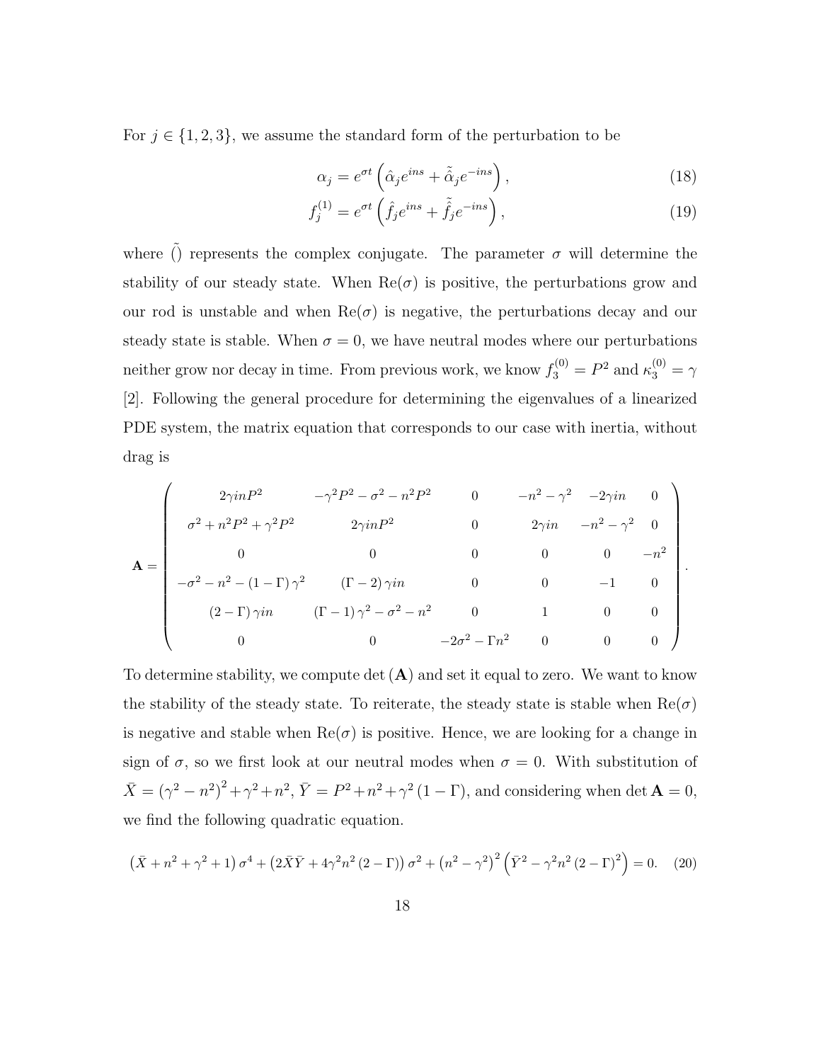For $j \in \{1, 2, 3\}$, we assume the standard form of the perturbation to be

$$
\alpha_j = e^{\sigma t}\left(\hat{\alpha}_j e^{ins} + \tilde{\hat{\alpha}}_j e^{-ins}\right), \tag{18}
$$

$$
f_j^{(1)} = e^{\sigma t}\left(\hat{f}_j e^{ins} + \tilde{\hat{f}}_j e^{-ins}\right), \tag{19}
$$

where $\tilde{()}$ represents the complex conjugate. The parameter $\sigma$ will determine the stability of our steady state. When $\mathrm{Re}(\sigma)$ is positive, the perturbations grow and our rod is unstable and when $\mathrm{Re}(\sigma)$ is negative, the perturbations decay and our steady state is stable. When $\sigma = 0$, we have neutral modes where our perturbations neither grow nor decay in time. From previous work, we know $f_3^{(0)} = P^2$ and $\kappa_3^{(0)} = \gamma$ [2]. Following the general procedure for determining the eigenvalues of a linearized PDE system, the matrix equation that corresponds to our case with inertia, without drag is

$$
\mathbf{A} = \begin{pmatrix}
2\gamma i n P^2 & -\gamma^2 P^2 - \sigma^2 - n^2 P^2 & 0 & -n^2 - \gamma^2 & -2\gamma i n & 0 \\
\sigma^2 + n^2 P^2 + \gamma^2 P^2 & 2\gamma i n P^2 & 0 & 2\gamma i n & -n^2 - \gamma^2 & 0 \\
0 & 0 & 0 & 0 & 0 & -n^2 \\
-\sigma^2 - n^2 - (1 - \Gamma)\gamma^2 & (\Gamma - 2)\gamma i n & 0 & 0 & -1 & 0 \\
(2 - \Gamma)\gamma i n & (\Gamma - 1)\gamma^2 - \sigma^2 - n^2 & 0 & 1 & 0 & 0 \\
0 & 0 & -2\sigma^2 - \Gamma n^2 & 0 & 0 & 0
\end{pmatrix}.
$$

To determine stability, we compute $\det(\mathbf{A})$ and set it equal to zero. We want to know the stability of the steady state. To reiterate, the steady state is stable when $\mathrm{Re}(\sigma)$ is negative and stable when $\mathrm{Re}(\sigma)$ is positive. Hence, we are looking for a change in sign of $\sigma$, so we first look at our neutral modes when $\sigma = 0$. With substitution of $\bar{X} = (\gamma^2 - n^2)^2 + \gamma^2 + n^2$, $\bar{Y} = P^2 + n^2 + \gamma^2(1 - \Gamma)$, and considering when $\det \mathbf{A} = 0$, we find the following quadratic equation.

$$
\left(\bar{X} + n^2 + \gamma^2 + 1\right)\sigma^4 + \left(2\bar{X}\bar{Y} + 4\gamma^2 n^2 (2 - \Gamma)\right)\sigma^2 + \left(n^2 - \gamma^2\right)^2\left(\bar{Y}^2 - \gamma^2 n^2 (2 - \Gamma)^2\right) = 0. \tag{20}
$$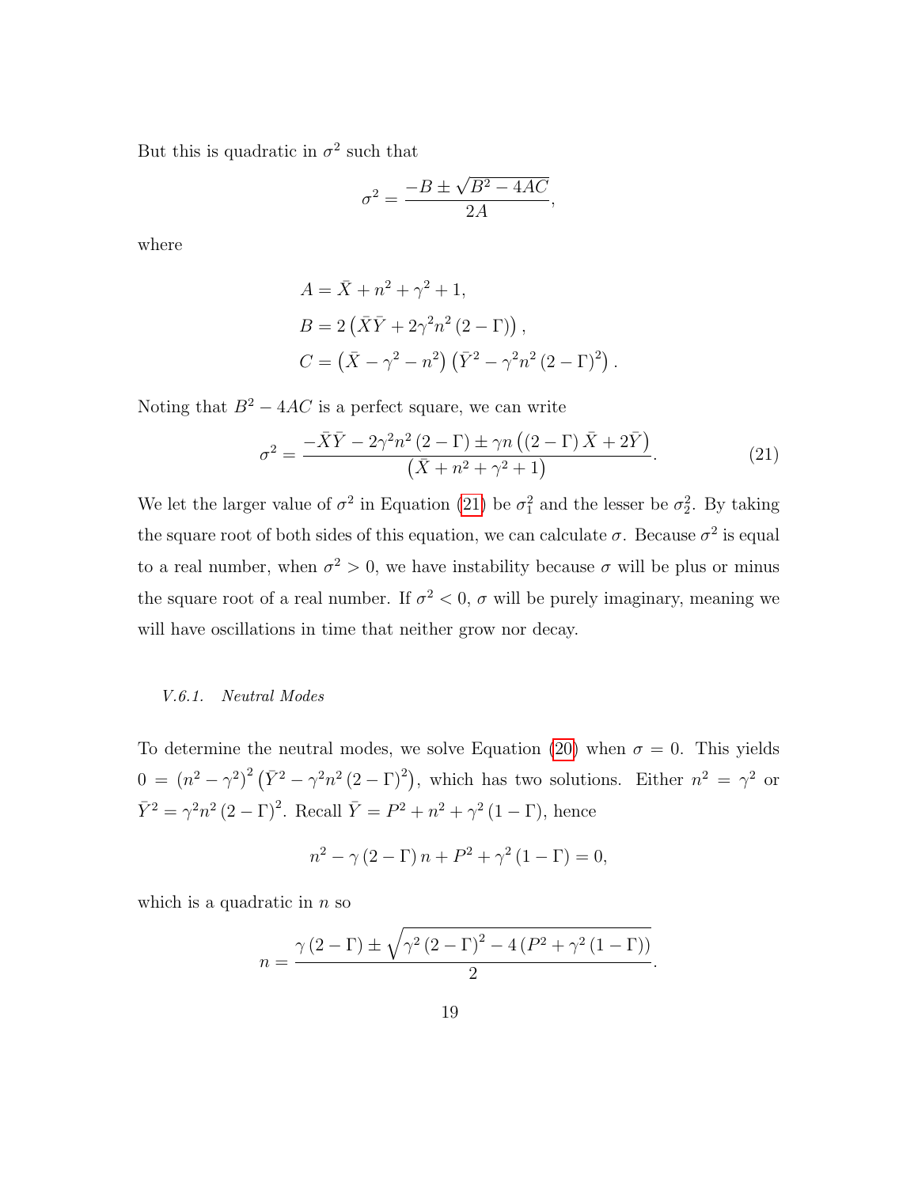But this is quadratic in $\sigma^2$ such that

$$\sigma^2 = \frac{-B \pm \sqrt{B^2 - 4AC}}{2A},$$

where

$$A = \bar{X} + n^2 + \gamma^2 + 1,$$
$$B = 2\left(\bar{X}\bar{Y} + 2\gamma^2 n^2 (2 - \Gamma)\right),$$
$$C = \left(\bar{X} - \gamma^2 - n^2\right)\left(\bar{Y}^2 - \gamma^2 n^2 (2 - \Gamma)^2\right).$$

Noting that $B^2 - 4AC$ is a perfect square, we can write

$$\sigma^2 = \frac{-\bar{X}\bar{Y} - 2\gamma^2 n^2 (2 - \Gamma) \pm \gamma n \left((2 - \Gamma)\bar{X} + 2\bar{Y}\right)}{\left(\bar{X} + n^2 + \gamma^2 + 1\right)}. \tag{21}$$

We let the larger value of $\sigma^2$ in Equation (21) be $\sigma_1^2$ and the lesser be $\sigma_2^2$. By taking the square root of both sides of this equation, we can calculate $\sigma$. Because $\sigma^2$ is equal to a real number, when $\sigma^2 > 0$, we have instability because $\sigma$ will be plus or minus the square root of a real number. If $\sigma^2 < 0$, $\sigma$ will be purely imaginary, meaning we will have oscillations in time that neither grow nor decay.

#### *V.6.1. Neutral Modes*

To determine the neutral modes, we solve Equation (20) when $\sigma = 0$. This yields $0 = \left(n^2 - \gamma^2\right)^2 \left(\bar{Y}^2 - \gamma^2 n^2 (2 - \Gamma)^2\right)$, which has two solutions. Either $n^2 = \gamma^2$ or $\bar{Y}^2 = \gamma^2 n^2 (2 - \Gamma)^2$. Recall $\bar{Y} = P^2 + n^2 + \gamma^2 (1 - \Gamma)$, hence

$$n^2 - \gamma (2 - \Gamma) n + P^2 + \gamma^2 (1 - \Gamma) = 0,$$

which is a quadratic in $n$ so

$$n = \frac{\gamma (2 - \Gamma) \pm \sqrt{\gamma^2 (2 - \Gamma)^2 - 4\left(P^2 + \gamma^2 (1 - \Gamma)\right)}}{2}.$$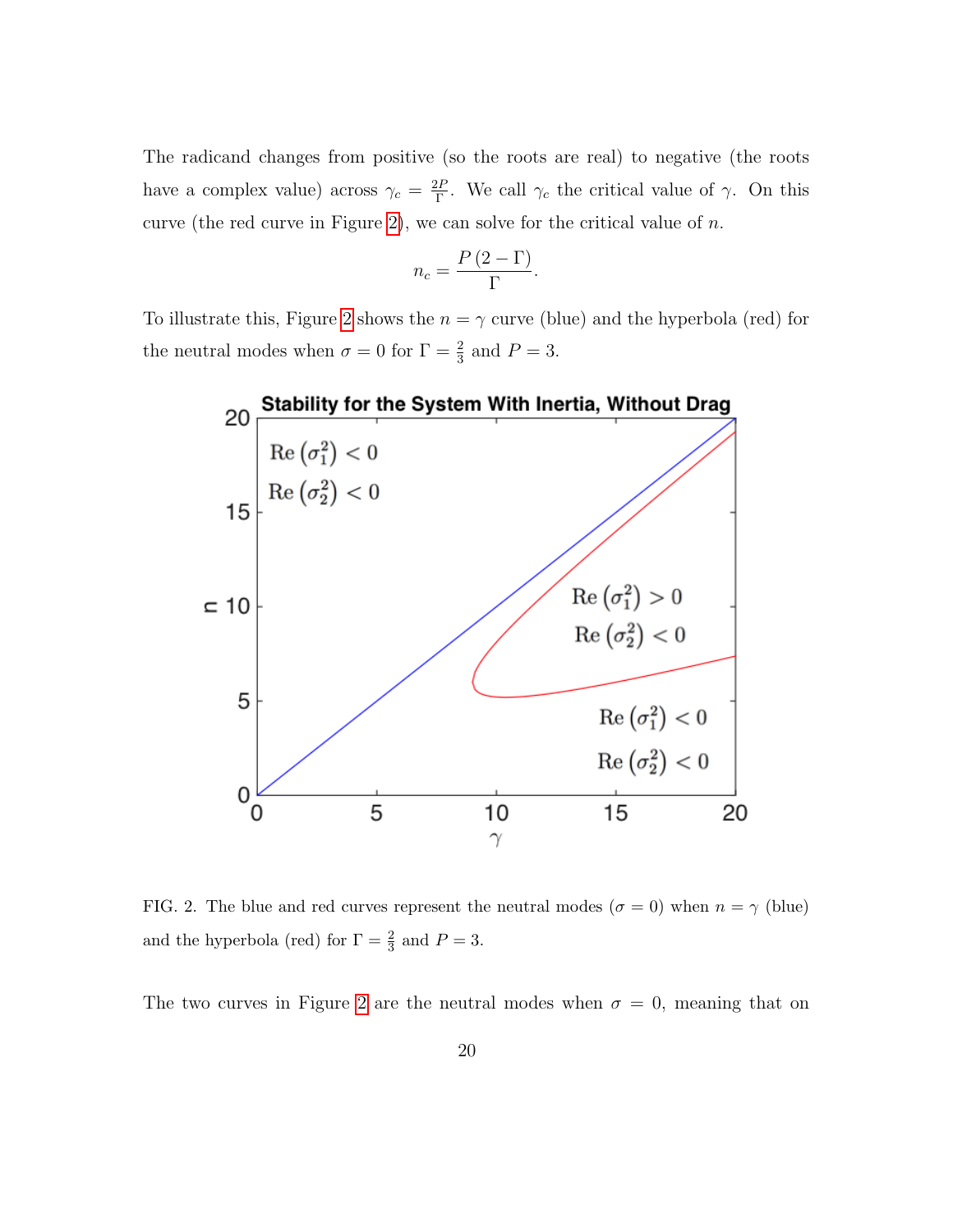The radicand changes from positive (so the roots are real) to negative (the roots have a complex value) across $\gamma_c = \frac{2P}{\Gamma}$. We call $\gamma_c$ the critical value of $\gamma$. On this curve (the red curve in Figure 2), we can solve for the critical value of $n$.

$$n_c = \frac{P(2 - \Gamma)}{\Gamma}.$$

To illustrate this, Figure 2 shows the $n = \gamma$ curve (blue) and the hyperbola (red) for the neutral modes when $\sigma = 0$ for $\Gamma = \frac{2}{3}$ and $P = 3$.

FIG. 2. The blue and red curves represent the neutral modes ($\sigma = 0$) when $n = \gamma$ (blue) and the hyperbola (red) for $\Gamma = \frac{2}{3}$ and $P = 3$.

The two curves in Figure 2 are the neutral modes when $\sigma = 0$, meaning that on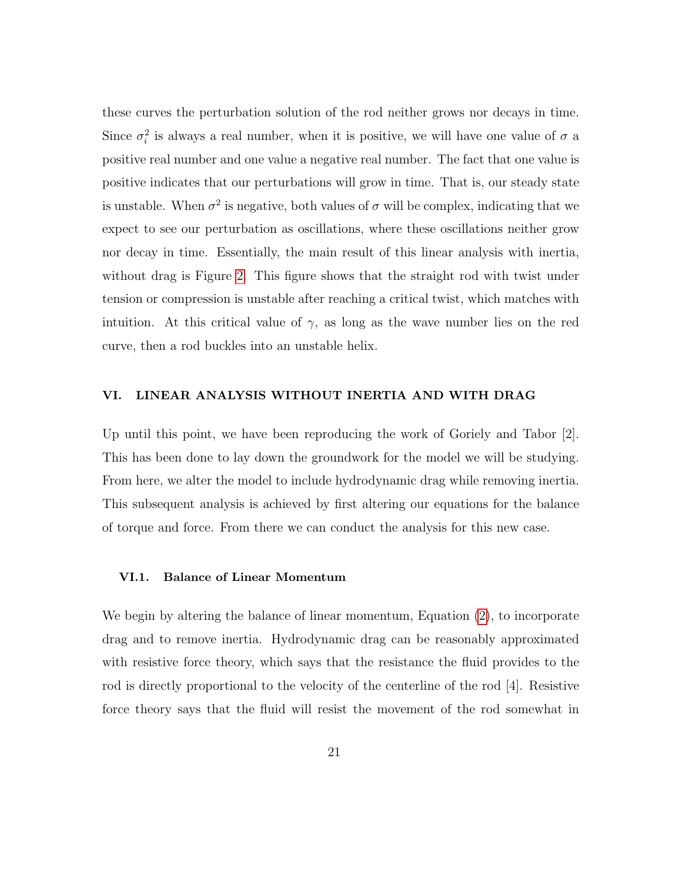these curves the perturbation solution of the rod neither grows nor decays in time. Since $\sigma_i^2$ is always a real number, when it is positive, we will have one value of $\sigma$ a positive real number and one value a negative real number. The fact that one value is positive indicates that our perturbations will grow in time. That is, our steady state is unstable. When $\sigma^2$ is negative, both values of $\sigma$ will be complex, indicating that we expect to see our perturbation as oscillations, where these oscillations neither grow nor decay in time. Essentially, the main result of this linear analysis with inertia, without drag is Figure 2. This figure shows that the straight rod with twist under tension or compression is unstable after reaching a critical twist, which matches with intuition. At this critical value of $\gamma$, as long as the wave number lies on the red curve, then a rod buckles into an unstable helix.

## VI. LINEAR ANALYSIS WITHOUT INERTIA AND WITH DRAG

Up until this point, we have been reproducing the work of Goriely and Tabor [2]. This has been done to lay down the groundwork for the model we will be studying. From here, we alter the model to include hydrodynamic drag while removing inertia. This subsequent analysis is achieved by first altering our equations for the balance of torque and force. From there we can conduct the analysis for this new case.

### VI.1. Balance of Linear Momentum

We begin by altering the balance of linear momentum, Equation (2), to incorporate drag and to remove inertia. Hydrodynamic drag can be reasonably approximated with resistive force theory, which says that the resistance the fluid provides to the rod is directly proportional to the velocity of the centerline of the rod [4]. Resistive force theory says that the fluid will resist the movement of the rod somewhat in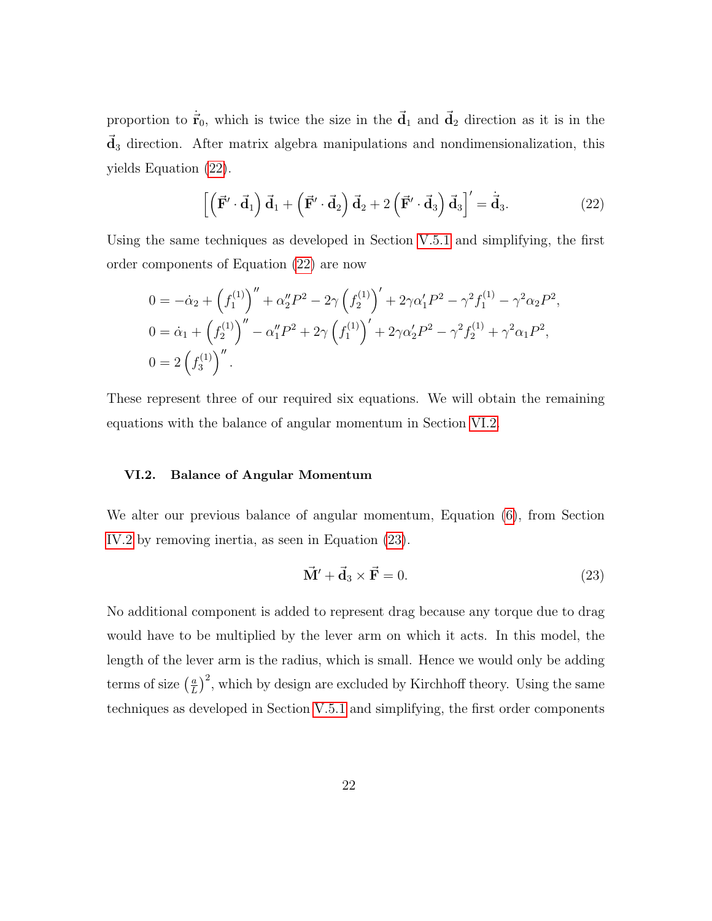proportion to $\dot{\vec{\mathbf{r}}}_0$, which is twice the size in the $\vec{\mathbf{d}}_1$ and $\vec{\mathbf{d}}_2$ direction as it is in the $\vec{\mathbf{d}}_3$ direction. After matrix algebra manipulations and nondimensionalization, this yields Equation (22).

$$\left[\left(\vec{\mathbf{F}}' \cdot \vec{\mathbf{d}}_1\right)\vec{\mathbf{d}}_1 + \left(\vec{\mathbf{F}}' \cdot \vec{\mathbf{d}}_2\right)\vec{\mathbf{d}}_2 + 2\left(\vec{\mathbf{F}}' \cdot \vec{\mathbf{d}}_3\right)\vec{\mathbf{d}}_3\right]' = \dot{\vec{\mathbf{d}}}_3. \tag{22}$$

Using the same techniques as developed in Section V.5.1 and simplifying, the first order components of Equation (22) are now

$$\begin{aligned}
0 &= -\dot{\alpha}_2 + \left(f_1^{(1)}\right)'' + \alpha_2'' P^2 - 2\gamma\left(f_2^{(1)}\right)' + 2\gamma\alpha_1' P^2 - \gamma^2 f_1^{(1)} - \gamma^2\alpha_2 P^2, \\
0 &= \dot{\alpha}_1 + \left(f_2^{(1)}\right)'' - \alpha_1'' P^2 + 2\gamma\left(f_1^{(1)}\right)' + 2\gamma\alpha_2' P^2 - \gamma^2 f_2^{(1)} + \gamma^2\alpha_1 P^2, \\
0 &= 2\left(f_3^{(1)}\right)''.
\end{aligned}$$

These represent three of our required six equations. We will obtain the remaining equations with the balance of angular momentum in Section VI.2.

### VI.2. Balance of Angular Momentum

We alter our previous balance of angular momentum, Equation (6), from Section IV.2 by removing inertia, as seen in Equation (23).

$$\vec{\mathbf{M}}' + \vec{\mathbf{d}}_3 \times \vec{\mathbf{F}} = 0. \tag{23}$$

No additional component is added to represent drag because any torque due to drag would have to be multiplied by the lever arm on which it acts. In this model, the length of the lever arm is the radius, which is small. Hence we would only be adding terms of size $\left(\frac{a}{L}\right)^2$, which by design are excluded by Kirchhoff theory. Using the same techniques as developed in Section V.5.1 and simplifying, the first order components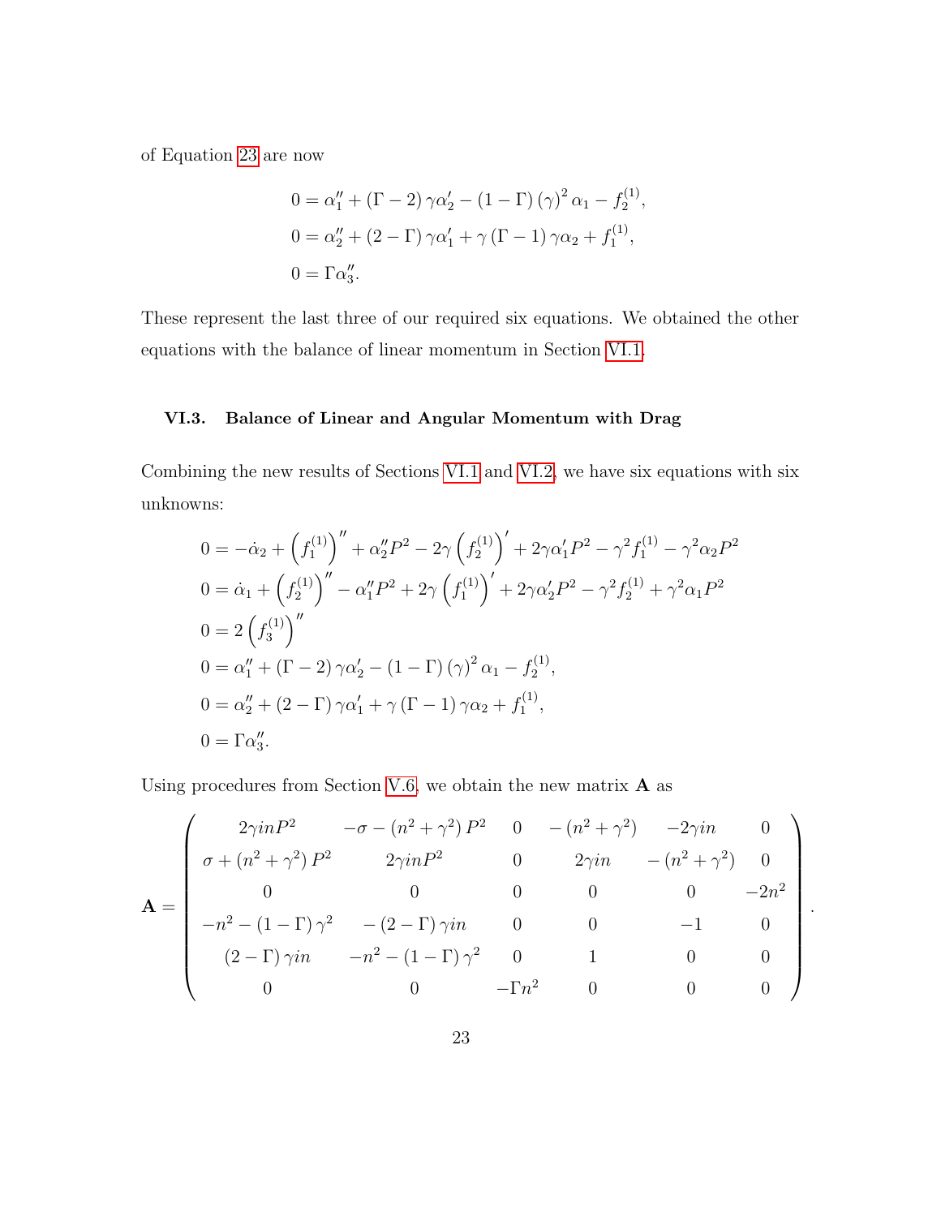of Equation 23 are now

$$
\begin{aligned}
0 &= \alpha_1'' + (\Gamma - 2)\,\gamma\alpha_2' - (1-\Gamma)\,(\gamma)^2\,\alpha_1 - f_2^{(1)}, \\
0 &= \alpha_2'' + (2 - \Gamma)\,\gamma\alpha_1' + \gamma\,(\Gamma - 1)\,\gamma\alpha_2 + f_1^{(1)}, \\
0 &= \Gamma\alpha_3''.
\end{aligned}
$$

These represent the last three of our required six equations. We obtained the other equations with the balance of linear momentum in Section VI.1.

### VI.3. Balance of Linear and Angular Momentum with Drag

Combining the new results of Sections VI.1 and VI.2, we have six equations with six unknowns:

$$
\begin{aligned}
0 &= -\dot{\alpha}_2 + \left(f_1^{(1)}\right)'' + \alpha_2'' P^2 - 2\gamma\left(f_2^{(1)}\right)' + 2\gamma\alpha_1' P^2 - \gamma^2 f_1^{(1)} - \gamma^2\alpha_2 P^2 \\
0 &= \dot{\alpha}_1 + \left(f_2^{(1)}\right)'' - \alpha_1'' P^2 + 2\gamma\left(f_1^{(1)}\right)' + 2\gamma\alpha_2' P^2 - \gamma^2 f_2^{(1)} + \gamma^2\alpha_1 P^2 \\
0 &= 2\left(f_3^{(1)}\right)'' \\
0 &= \alpha_1'' + (\Gamma - 2)\,\gamma\alpha_2' - (1-\Gamma)\,(\gamma)^2\,\alpha_1 - f_2^{(1)}, \\
0 &= \alpha_2'' + (2 - \Gamma)\,\gamma\alpha_1' + \gamma\,(\Gamma - 1)\,\gamma\alpha_2 + f_1^{(1)}, \\
0 &= \Gamma\alpha_3''.
\end{aligned}
$$

Using procedures from Section V.6, we obtain the new matrix $\mathbf{A}$ as

$$
\mathbf{A} = \begin{pmatrix}
2\gamma i n P^2 & -\sigma - (n^2+\gamma^2)\,P^2 & 0 & -\left(n^2+\gamma^2\right) & -2\gamma i n & 0 \\
\sigma + (n^2+\gamma^2)\,P^2 & 2\gamma i n P^2 & 0 & 2\gamma i n & -\left(n^2+\gamma^2\right) & 0 \\
0 & 0 & 0 & 0 & 0 & -2n^2 \\
-n^2 - (1-\Gamma)\,\gamma^2 & -(2-\Gamma)\,\gamma i n & 0 & 0 & -1 & 0 \\
(2-\Gamma)\,\gamma i n & -n^2 - (1-\Gamma)\,\gamma^2 & 0 & 1 & 0 & 0 \\
0 & 0 & -\Gamma n^2 & 0 & 0 & 0
\end{pmatrix}.
$$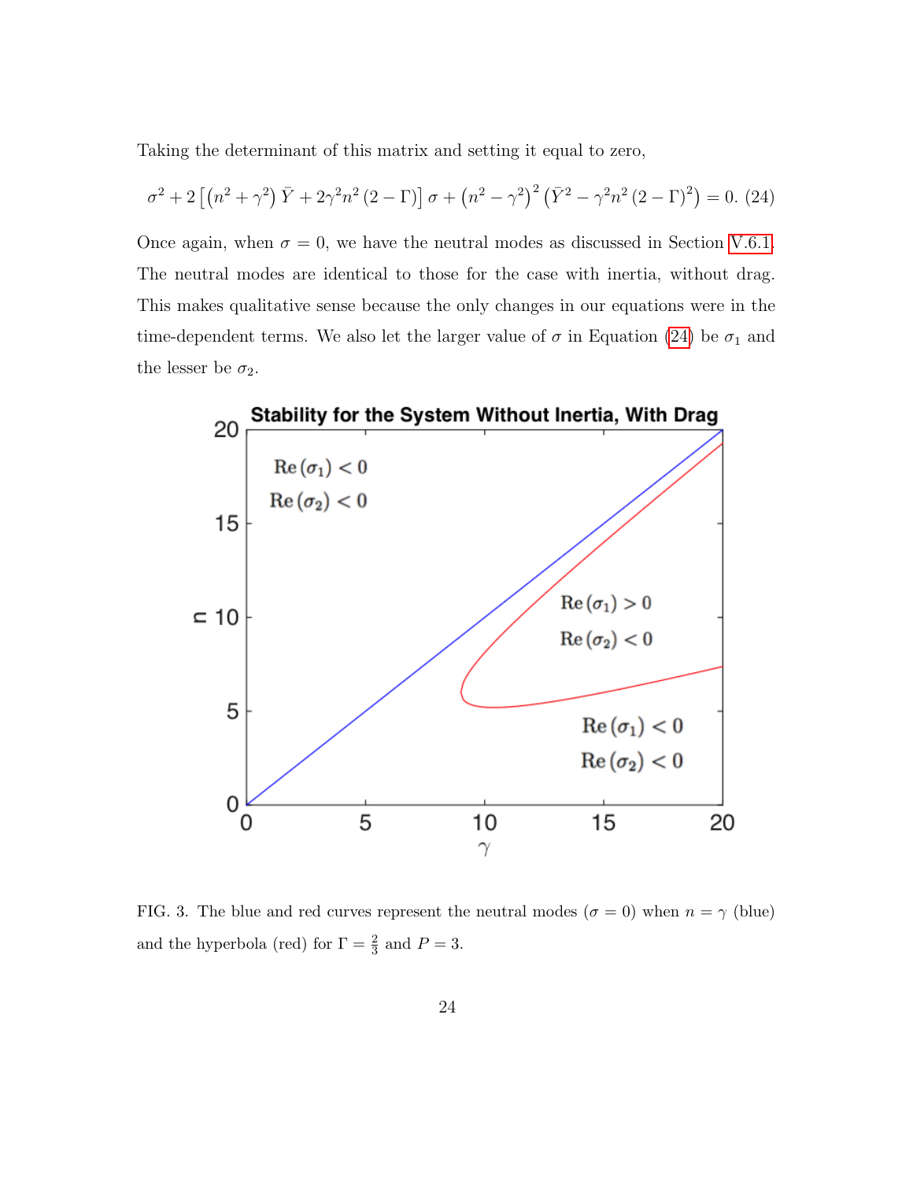Taking the determinant of this matrix and setting it equal to zero,

$$\sigma^2 + 2\left[\left(n^2+\gamma^2\right)\bar{Y} + 2\gamma^2 n^2 \left(2-\Gamma\right)\right]\sigma + \left(n^2-\gamma^2\right)^2\left(\bar{Y}^2 - \gamma^2 n^2 \left(2-\Gamma\right)^2\right) = 0. \quad (24)$$

Once again, when $\sigma = 0$, we have the neutral modes as discussed in Section V.6.1. The neutral modes are identical to those for the case with inertia, without drag. This makes qualitative sense because the only changes in our equations were in the time-dependent terms. We also let the larger value of $\sigma$ in Equation (24) be $\sigma_1$ and the lesser be $\sigma_2$.

FIG. 3. The blue and red curves represent the neutral modes ($\sigma = 0$) when $n = \gamma$ (blue) and the hyperbola (red) for $\Gamma = \frac{2}{3}$ and $P = 3$.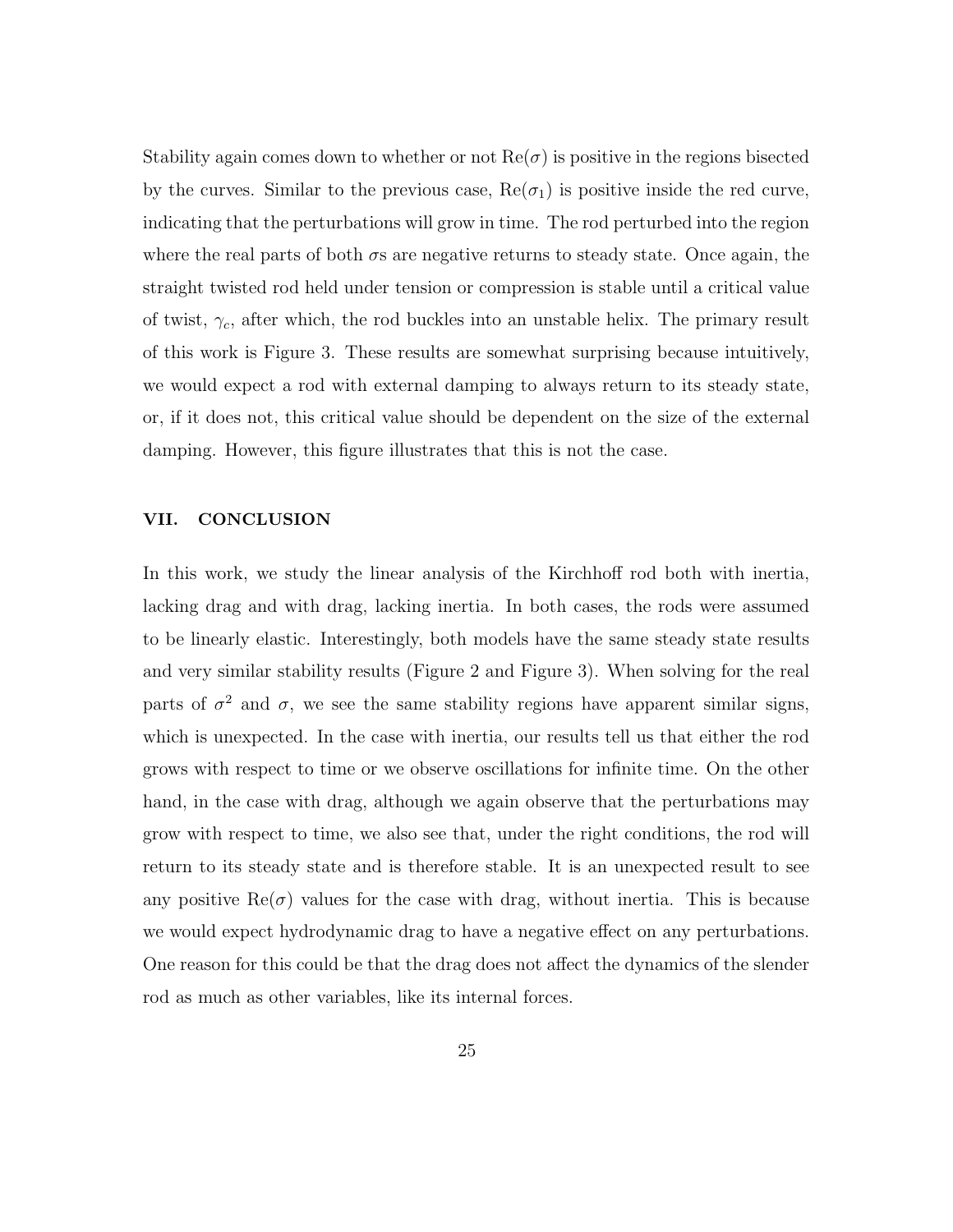Stability again comes down to whether or not $\text{Re}(\sigma)$ is positive in the regions bisected by the curves. Similar to the previous case, $\text{Re}(\sigma_1)$ is positive inside the red curve, indicating that the perturbations will grow in time. The rod perturbed into the region where the real parts of both $\sigma$s are negative returns to steady state. Once again, the straight twisted rod held under tension or compression is stable until a critical value of twist, $\gamma_c$, after which, the rod buckles into an unstable helix. The primary result of this work is Figure 3. These results are somewhat surprising because intuitively, we would expect a rod with external damping to always return to its steady state, or, if it does not, this critical value should be dependent on the size of the external damping. However, this figure illustrates that this is not the case.

## VII. CONCLUSION

In this work, we study the linear analysis of the Kirchhoff rod both with inertia, lacking drag and with drag, lacking inertia. In both cases, the rods were assumed to be linearly elastic. Interestingly, both models have the same steady state results and very similar stability results (Figure 2 and Figure 3). When solving for the real parts of $\sigma^2$ and $\sigma$, we see the same stability regions have apparent similar signs, which is unexpected. In the case with inertia, our results tell us that either the rod grows with respect to time or we observe oscillations for infinite time. On the other hand, in the case with drag, although we again observe that the perturbations may grow with respect to time, we also see that, under the right conditions, the rod will return to its steady state and is therefore stable. It is an unexpected result to see any positive $\text{Re}(\sigma)$ values for the case with drag, without inertia. This is because we would expect hydrodynamic drag to have a negative effect on any perturbations. One reason for this could be that the drag does not affect the dynamics of the slender rod as much as other variables, like its internal forces.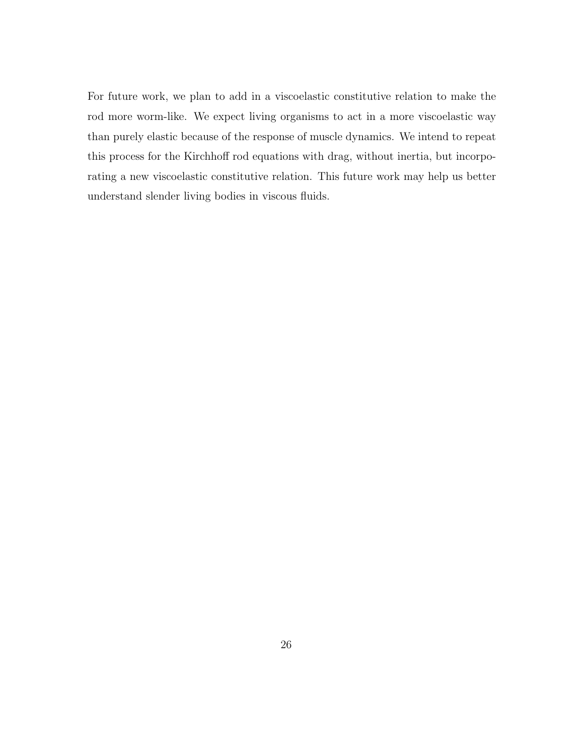For future work, we plan to add in a viscoelastic constitutive relation to make the rod more worm-like. We expect living organisms to act in a more viscoelastic way than purely elastic because of the response of muscle dynamics. We intend to repeat this process for the Kirchhoff rod equations with drag, without inertia, but incorporating a new viscoelastic constitutive relation. This future work may help us better understand slender living bodies in viscous fluids.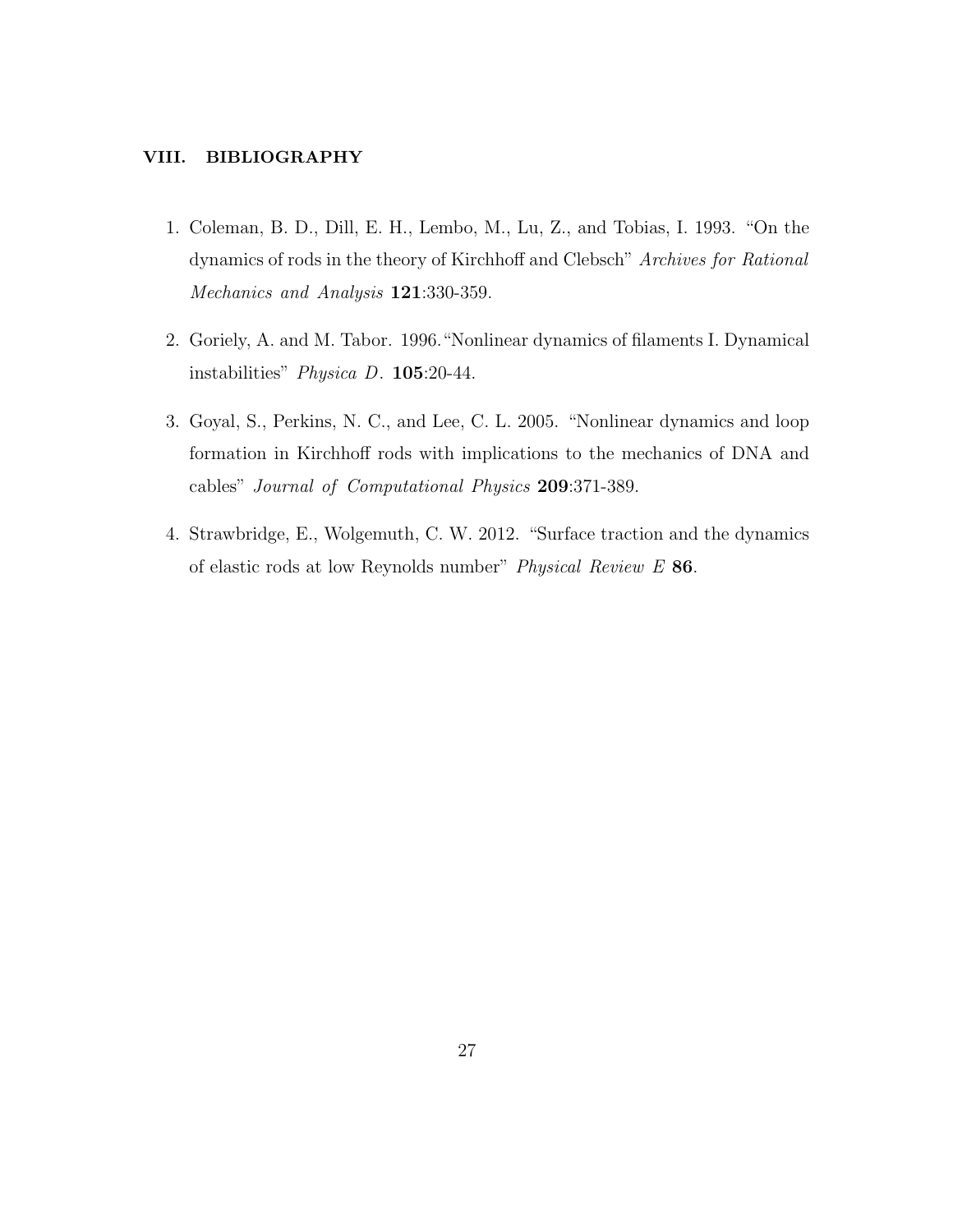## VIII. BIBLIOGRAPHY

1. Coleman, B. D., Dill, E. H., Lembo, M., Lu, Z., and Tobias, I. 1993. "On the dynamics of rods in the theory of Kirchhoff and Clebsch" *Archives for Rational Mechanics and Analysis* **121**:330-359.

2. Goriely, A. and M. Tabor. 1996."Nonlinear dynamics of filaments I. Dynamical instabilities" *Physica D*. **105**:20-44.

3. Goyal, S., Perkins, N. C., and Lee, C. L. 2005. "Nonlinear dynamics and loop formation in Kirchhoff rods with implications to the mechanics of DNA and cables" *Journal of Computational Physics* **209**:371-389.

4. Strawbridge, E., Wolgemuth, C. W. 2012. "Surface traction and the dynamics of elastic rods at low Reynolds number" *Physical Review E* **86**.